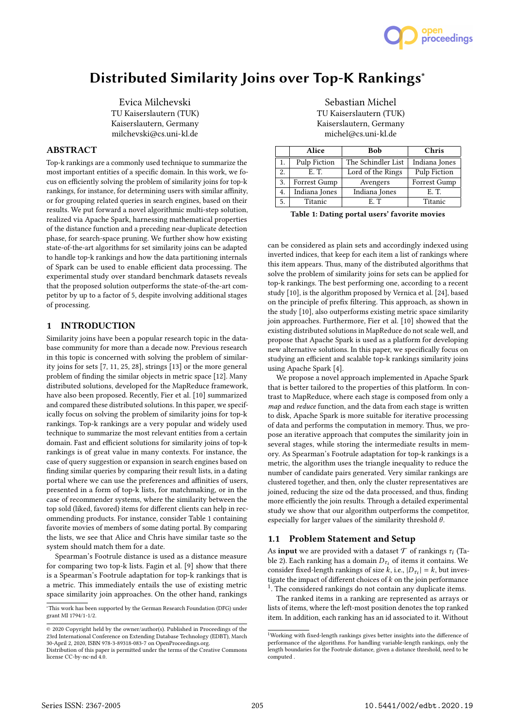# Distributed Similarity Joins over Top-K Rankings*

Evica Milchevski
TU Kaiserslautern (TUK)
Kaiserslautern, Germany
milchevski@cs.uni-kl.de

Sebastian Michel
TU Kaiserslautern (TUK)
Kaiserslautern, Germany
michel@cs.uni-kl.de

## ABSTRACT

Top-k rankings are a commonly used technique to summarize the most important entities of a specific domain. In this work, we focus on efficiently solving the problem of similarity joins for top-k rankings, for instance, for determining users with similar affinity, or for grouping related queries in search engines, based on their results. We put forward a novel algorithmic multi-step solution, realized via Apache Spark, harnessing mathematical properties of the distance function and a preceding near-duplicate detection phase, for search-space pruning. We further show how existing state-of-the-art algorithms for set similarity joins can be adapted to handle top-k rankings and how the data partitioning internals of Spark can be used to enable efficient data processing. The experimental study over standard benchmark datasets reveals that the proposed solution outperforms the state-of-the-art competitor by up to a factor of 5, despite involving additional stages of processing.

## 1 INTRODUCTION

Similarity joins have been a popular research topic in the database community for more than a decade now. Previous research in this topic is concerned with solving the problem of similarity joins for sets [7, 11, 25, 28], strings [13] or the more general problem of finding the similar objects in metric space [12]. Many distributed solutions, developed for the MapReduce framework, have also been proposed. Recently, Fier et al. [10] summarized and compared these distributed solutions. In this paper, we specifically focus on solving the problem of similarity joins for top-k rankings. Top-k rankings are a very popular and widely used technique to summarize the most relevant entities from a certain domain. Fast and efficient solutions for similarity joins of top-k rankings is of great value in many contexts. For instance, the case of query suggestion or expansion in search engines based on finding similar queries by comparing their result lists, in a dating portal where we can use the preferences and affinities of users, presented in a form of top-k lists, for matchmaking, or in the case of recommender systems, where the similarity between the top sold (liked, favored) items for different clients can help in recommending products. For instance, consider Table 1 containing favorite movies of members of some dating portal. By comparing the lists, we see that Alice and Chris have similar taste so the system should match them for a date.

Spearman's Footrule distance is used as a distance measure for comparing two top-k lists. Fagin et al. [9] show that there is a Spearman's Footrule adaptation for top-k rankings that is a metric. This immediately entails the use of existing metric space similarity join approaches. On the other hand, rankings

| | Alice | Bob | Chris |
|---|---|---|---|
| 1. | Pulp Fiction | The Schindler List | Indiana Jones |
| 2. | E. T. | Lord of the Rings | Pulp Fiction |
| 3. | Forrest Gump | Avengers | Forrest Gump |
| 4. | Indiana Jones | Indiana Jones | E. T. |
| 5. | Titanic | E. T | Titanic |

**Table 1: Dating portal users' favorite movies**

can be considered as plain sets and accordingly indexed using inverted indices, that keep for each item a list of rankings where this item appears. Thus, many of the distributed algorithms that solve the problem of similarity joins for sets can be applied for top-k rankings. The best performing one, according to a recent study [10], is the algorithm proposed by Vernica et al. [24], based on the principle of prefix filtering. This approach, as shown in the study [10], also outperforms existing metric space similarity join approaches. Furthermore, Fier et al. [10] showed that the existing distributed solutions in MapReduce do not scale well, and propose that Apache Spark is used as a platform for developing new alternative solutions. In this paper, we specifically focus on studying an efficient and scalable top-k rankings similarity joins using Apache Spark [4].

We propose a novel approach implemented in Apache Spark that is better tailored to the properties of this platform. In contrast to MapReduce, where each stage is composed from only a *map* and *reduce* function, and the data from each stage is written to disk, Apache Spark is more suitable for iterative processing of data and performs the computation in memory. Thus, we propose an iterative approach that computes the similarity join in several stages, while storing the intermediate results in memory. As Spearman's Footrule adaptation for top-k rankings is a metric, the algorithm uses the triangle inequality to reduce the number of candidate pairs generated. Very similar rankings are clustered together, and then, only the cluster representatives are joined, reducing the size od the data processed, and thus, finding more efficiently the join results. Through a detailed experimental study we show that our algorithm outperforms the competitor, especially for larger values of the similarity threshold $\theta$.

### 1.1 Problem Statement and Setup

As **input** we are provided with a dataset $\mathcal{T}$ of rankings $\tau_i$ (Table 2). Each ranking has a domain $D_{\tau_i}$ of items it contains. We consider fixed-length rankings of size $k$, i.e., $|D_{\tau_i}| = k$, but investigate the impact of different choices of $k$ on the join performance [1]. The considered rankings do not contain any duplicate items.

The ranked items in a ranking are represented as arrays or lists of items, where the left-most position denotes the top ranked item. In addition, each ranking has an id associated to it. Without

---

*This work has been supported by the German Research Foundation (DFG) under grant MI 1794/1-1/2.

© 2020 Copyright held by the owner/author(s). Published in Proceedings of the 23rd International Conference on Extending Database Technology (EDBT), March 30-April 2, 2020, ISBN 978-3-89318-083-7 on OpenProceedings.org.
Distribution of this paper is permitted under the terms of the Creative Commons license CC-by-nc-nd 4.0.

[1] Working with fixed-length rankings gives better insights into the difference of performance of the algorithms. For handling variable-length rankings, only the length boundaries for the Footrule distance, given a distance threshold, need to be computed .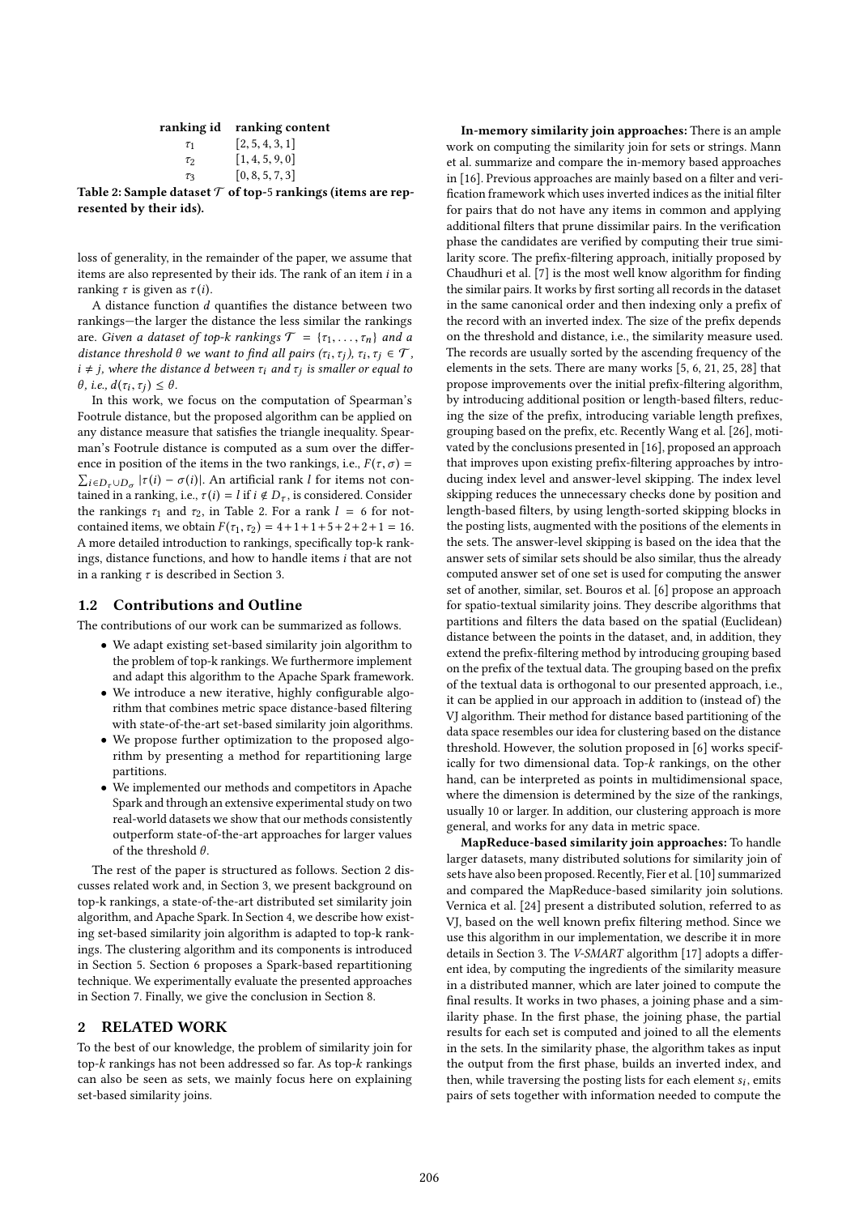| ranking id | ranking content |
|---|---|
| $\tau_1$ | $[2, 5, 4, 3, 1]$ |
| $\tau_2$ | $[1, 4, 5, 9, 0]$ |
| $\tau_3$ | $[0, 8, 5, 7, 3]$ |

**Table 2: Sample dataset $\mathcal{T}$ of top-5 rankings (items are represented by their ids).**

loss of generality, in the remainder of the paper, we assume that items are also represented by their ids. The rank of an item $i$ in a ranking $\tau$ is given as $\tau(i)$.

A distance function $d$ quantifies the distance between two rankings—the larger the distance the less similar the rankings are. *Given a dataset of top-k rankings $\mathcal{T} = \{\tau_1, \ldots, \tau_n\}$ and a distance threshold $\theta$ we want to find all pairs $(\tau_i, \tau_j)$, $\tau_i, \tau_j \in \mathcal{T}$, $i \neq j$, where the distance $d$ between $\tau_i$ and $\tau_j$ is smaller or equal to $\theta$, i.e., $d(\tau_i, \tau_j) \leq \theta$.*

In this work, we focus on the computation of Spearman's Footrule distance, but the proposed algorithm can be applied on any distance measure that satisfies the triangle inequality. Spearman's Footrule distance is computed as a sum over the difference in position of the items in the two rankings, i.e., $F(\tau, \sigma) = \sum_{i \in D_\tau \cup D_\sigma} |\tau(i) - \sigma(i)|$. An artificial rank $l$ for items not contained in a ranking, i.e., $\tau(i) = l$ if $i \notin D_\tau$, is considered. Consider the rankings $\tau_1$ and $\tau_2$, in Table 2. For a rank $l = 6$ for not-contained items, we obtain $F(\tau_1, \tau_2) = 4+1+1+5+2+2+1 = 16$. A more detailed introduction to rankings, specifically top-k rankings, distance functions, and how to handle items $i$ that are not in a ranking $\tau$ is described in Section 3.

## 1.2 Contributions and Outline

The contributions of our work can be summarized as follows.

- We adapt existing set-based similarity join algorithm to the problem of top-k rankings. We furthermore implement and adapt this algorithm to the Apache Spark framework.
- We introduce a new iterative, highly configurable algorithm that combines metric space distance-based filtering with state-of-the-art set-based similarity join algorithms.
- We propose further optimization to the proposed algorithm by presenting a method for repartitioning large partitions.
- We implemented our methods and competitors in Apache Spark and through an extensive experimental study on two real-world datasets we show that our methods consistently outperform state-of-the-art approaches for larger values of the threshold $\theta$.

The rest of the paper is structured as follows. Section 2 discusses related work and, in Section 3, we present background on top-k rankings, a state-of-the-art distributed set similarity join algorithm, and Apache Spark. In Section 4, we describe how existing set-based similarity join algorithm is adapted to top-k rankings. The clustering algorithm and its components is introduced in Section 5. Section 6 proposes a Spark-based repartitioning technique. We experimentally evaluate the presented approaches in Section 7. Finally, we give the conclusion in Section 8.

# 2 RELATED WORK

To the best of our knowledge, the problem of similarity join for top-$k$ rankings has not been addressed so far. As top-$k$ rankings can also be seen as sets, we mainly focus here on explaining set-based similarity joins.

**In-memory similarity join approaches:** There is an ample work on computing the similarity join for sets or strings. Mann et al. summarize and compare the in-memory based approaches in [16]. Previous approaches are mainly based on a filter and verification framework which uses inverted indices as the initial filter for pairs that do not have any items in common and applying additional filters that prune dissimilar pairs. In the verification phase the candidates are verified by computing their true similarity score. The prefix-filtering approach, initially proposed by Chaudhuri et al. [7] is the most well know algorithm for finding the similar pairs. It works by first sorting all records in the dataset in the same canonical order and then indexing only a prefix of the record with an inverted index. The size of the prefix depends on the threshold and distance, i.e., the similarity measure used. The records are usually sorted by the ascending frequency of the elements in the sets. There are many works [5, 6, 21, 25, 28] that propose improvements over the initial prefix-filtering algorithm, by introducing additional position or length-based filters, reducing the size of the prefix, introducing variable length prefixes, grouping based on the prefix, etc. Recently Wang et al. [26], motivated by the conclusions presented in [16], proposed an approach that improves upon existing prefix-filtering approaches by introducing index level and answer-level skipping. The index level skipping reduces the unnecessary checks done by position and length-based filters, by using length-sorted skipping blocks in the posting lists, augmented with the positions of the elements in the sets. The answer-level skipping is based on the idea that the answer sets of similar sets should be also similar, thus the already computed answer set of one set is used for computing the answer set of another, similar, set. Bouros et al. [6] propose an approach for spatio-textual similarity joins. They describe algorithms that partitions and filters the data based on the spatial (Euclidean) distance between the points in the dataset, and, in addition, they extend the prefix-filtering method by introducing grouping based on the prefix of the textual data. The grouping based on the prefix of the textual data is orthogonal to our presented approach, i.e., it can be applied in our approach in addition to (instead of) the VJ algorithm. Their method for distance based partitioning of the data space resembles our idea for clustering based on the distance threshold. However, the solution proposed in [6] works specifically for two dimensional data. Top-$k$ rankings, on the other hand, can be interpreted as points in multidimensional space, where the dimension is determined by the size of the rankings, usually 10 or larger. In addition, our clustering approach is more general, and works for any data in metric space.

**MapReduce-based similarity join approaches:** To handle larger datasets, many distributed solutions for similarity join of sets have also been proposed. Recently, Fier et al. [10] summarized and compared the MapReduce-based similarity join solutions. Vernica et al. [24] present a distributed solution, referred to as VJ, based on the well known prefix filtering method. Since we use this algorithm in our implementation, we describe it in more details in Section 3. The *V-SMART* algorithm [17] adopts a different idea, by computing the ingredients of the similarity measure in a distributed manner, which are later joined to compute the final results. It works in two phases, a joining phase and a similarity phase. In the first phase, the joining phase, the partial results for each set is computed and joined to all the elements in the sets. In the similarity phase, the algorithm takes as input the output from the first phase, builds an inverted index, and then, while traversing the posting lists for each element $s_i$, emits pairs of sets together with information needed to compute the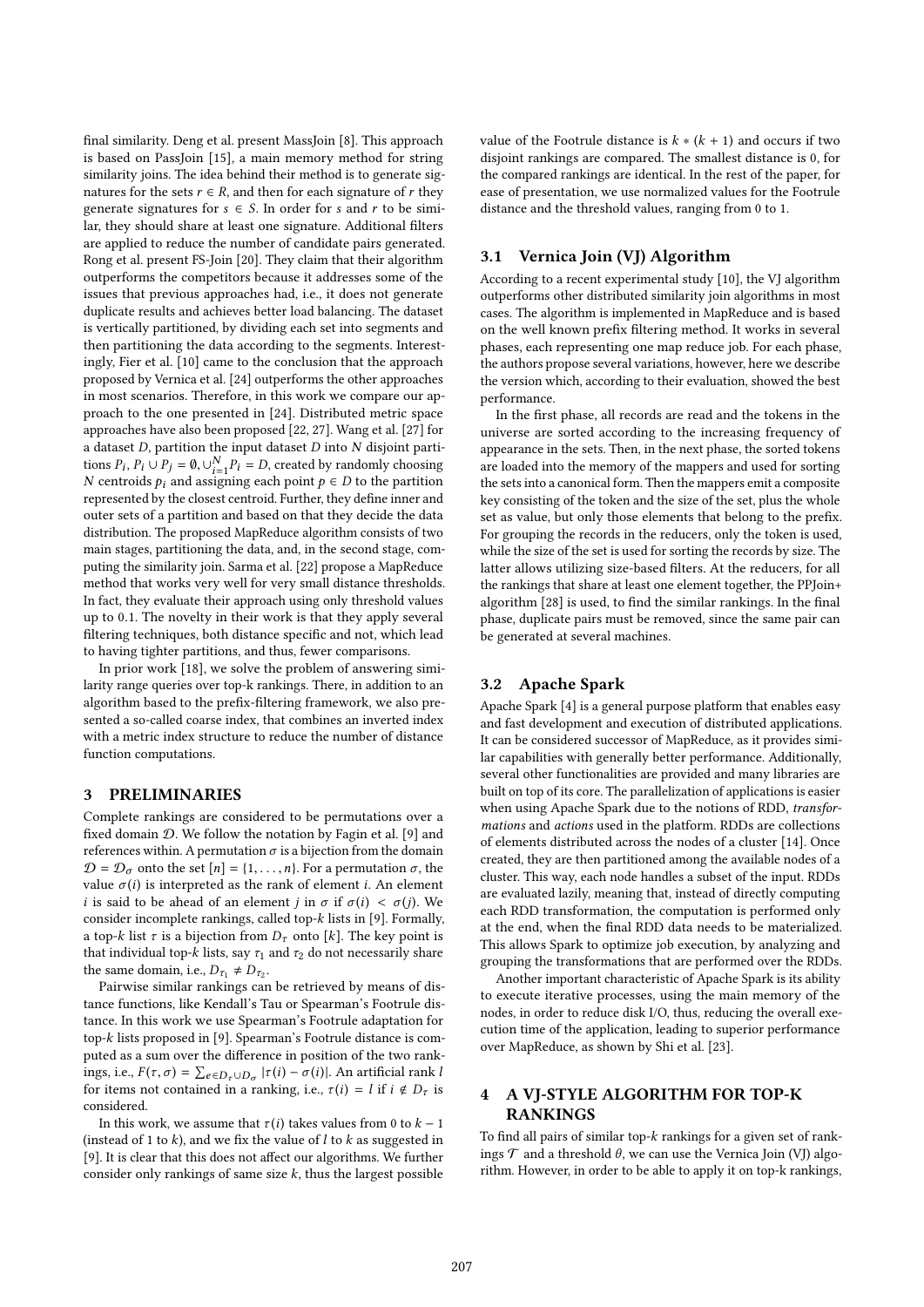final similarity. Deng et al. present MassJoin [8]. This approach is based on PassJoin [15], a main memory method for string similarity joins. The idea behind their method is to generate signatures for the sets $r \in R$, and then for each signature of $r$ they generate signatures for $s \in S$. In order for $s$ and $r$ to be similar, they should share at least one signature. Additional filters are applied to reduce the number of candidate pairs generated. Rong et al. present FS-Join [20]. They claim that their algorithm outperforms the competitors because it addresses some of the issues that previous approaches had, i.e., it does not generate duplicate results and achieves better load balancing. The dataset is vertically partitioned, by dividing each set into segments and then partitioning the data according to the segments. Interestingly, Fier et al. [10] came to the conclusion that the approach proposed by Vernica et al. [24] outperforms the other approaches in most scenarios. Therefore, in this work we compare our approach to the one presented in [24]. Distributed metric space approaches have also been proposed [22, 27]. Wang et al. [27] for a dataset $D$, partition the input dataset $D$ into $N$ disjoint partitions $P_i$, $P_i \cup P_j = \emptyset, \cup_{i=1}^{N} P_i = D$, created by randomly choosing $N$ centroids $p_i$ and assigning each point $p \in D$ to the partition represented by the closest centroid. Further, they define inner and outer sets of a partition and based on that they decide the data distribution. The proposed MapReduce algorithm consists of two main stages, partitioning the data, and, in the second stage, computing the similarity join. Sarma et al. [22] propose a MapReduce method that works very well for very small distance thresholds. In fact, they evaluate their approach using only threshold values up to 0.1. The novelty in their work is that they apply several filtering techniques, both distance specific and not, which lead to having tighter partitions, and thus, fewer comparisons.

In prior work [18], we solve the problem of answering similarity range queries over top-k rankings. There, in addition to an algorithm based to the prefix-filtering framework, we also presented a so-called coarse index, that combines an inverted index with a metric index structure to reduce the number of distance function computations.

# 3 PRELIMINARIES

Complete rankings are considered to be permutations over a fixed domain $\mathcal{D}$. We follow the notation by Fagin et al. [9] and references within. A permutation $\sigma$ is a bijection from the domain $\mathcal{D} = \mathcal{D}_\sigma$ onto the set $[n] = \{1, \ldots, n\}$. For a permutation $\sigma$, the value $\sigma(i)$ is interpreted as the rank of element $i$. An element $i$ is said to be ahead of an element $j$ in $\sigma$ if $\sigma(i) < \sigma(j)$. We consider incomplete rankings, called top-$k$ lists in [9]. Formally, a top-$k$ list $\tau$ is a bijection from $D_\tau$ onto $[k]$. The key point is that individual top-$k$ lists, say $\tau_1$ and $\tau_2$ do not necessarily share the same domain, i.e., $D_{\tau_1} \neq D_{\tau_2}$.

Pairwise similar rankings can be retrieved by means of distance functions, like Kendall's Tau or Spearman's Footrule distance. In this work we use Spearman's Footrule adaptation for top-$k$ lists proposed in [9]. Spearman's Footrule distance is computed as a sum over the difference in position of the two rankings, i.e., $F(\tau, \sigma) = \sum_{e \in D_\tau \cup D_\sigma} |\tau(i) - \sigma(i)|$. An artificial rank $l$ for items not contained in a ranking, i.e., $\tau(i) = l$ if $i \notin D_\tau$ is considered.

In this work, we assume that $\tau(i)$ takes values from 0 to $k - 1$ (instead of 1 to $k$), and we fix the value of $l$ to $k$ as suggested in [9]. It is clear that this does not affect our algorithms. We further consider only rankings of same size $k$, thus the largest possible value of the Footrule distance is $k * (k + 1)$ and occurs if two disjoint rankings are compared. The smallest distance is 0, for the compared rankings are identical. In the rest of the paper, for ease of presentation, we use normalized values for the Footrule distance and the threshold values, ranging from 0 to 1.

## 3.1 Vernica Join (VJ) Algorithm

According to a recent experimental study [10], the VJ algorithm outperforms other distributed similarity join algorithms in most cases. The algorithm is implemented in MapReduce and is based on the well known prefix filtering method. It works in several phases, each representing one map reduce job. For each phase, the authors propose several variations, however, here we describe the version which, according to their evaluation, showed the best performance.

In the first phase, all records are read and the tokens in the universe are sorted according to the increasing frequency of appearance in the sets. Then, in the next phase, the sorted tokens are loaded into the memory of the mappers and used for sorting the sets into a canonical form. Then the mappers emit a composite key consisting of the token and the size of the set, plus the whole set as value, but only those elements that belong to the prefix. For grouping the records in the reducers, only the token is used, while the size of the set is used for sorting the records by size. The latter allows utilizing size-based filters. At the reducers, for all the rankings that share at least one element together, the PPJoin+ algorithm [28] is used, to find the similar rankings. In the final phase, duplicate pairs must be removed, since the same pair can be generated at several machines.

## 3.2 Apache Spark

Apache Spark [4] is a general purpose platform that enables easy and fast development and execution of distributed applications. It can be considered successor of MapReduce, as it provides similar capabilities with generally better performance. Additionally, several other functionalities are provided and many libraries are built on top of its core. The parallelization of applications is easier when using Apache Spark due to the notions of RDD, *transformations* and *actions* used in the platform. RDDs are collections of elements distributed across the nodes of a cluster [14]. Once created, they are then partitioned among the available nodes of a cluster. This way, each node handles a subset of the input. RDDs are evaluated lazily, meaning that, instead of directly computing each RDD transformation, the computation is performed only at the end, when the final RDD data needs to be materialized. This allows Spark to optimize job execution, by analyzing and grouping the transformations that are performed over the RDDs.

Another important characteristic of Apache Spark is its ability to execute iterative processes, using the main memory of the nodes, in order to reduce disk I/O, thus, reducing the overall execution time of the application, leading to superior performance over MapReduce, as shown by Shi et al. [23].

# 4 A VJ-STYLE ALGORITHM FOR TOP-K RANKINGS

To find all pairs of similar top-$k$ rankings for a given set of rankings $\mathcal{T}$ and a threshold $\theta$, we can use the Vernica Join (VJ) algorithm. However, in order to be able to apply it on top-k rankings,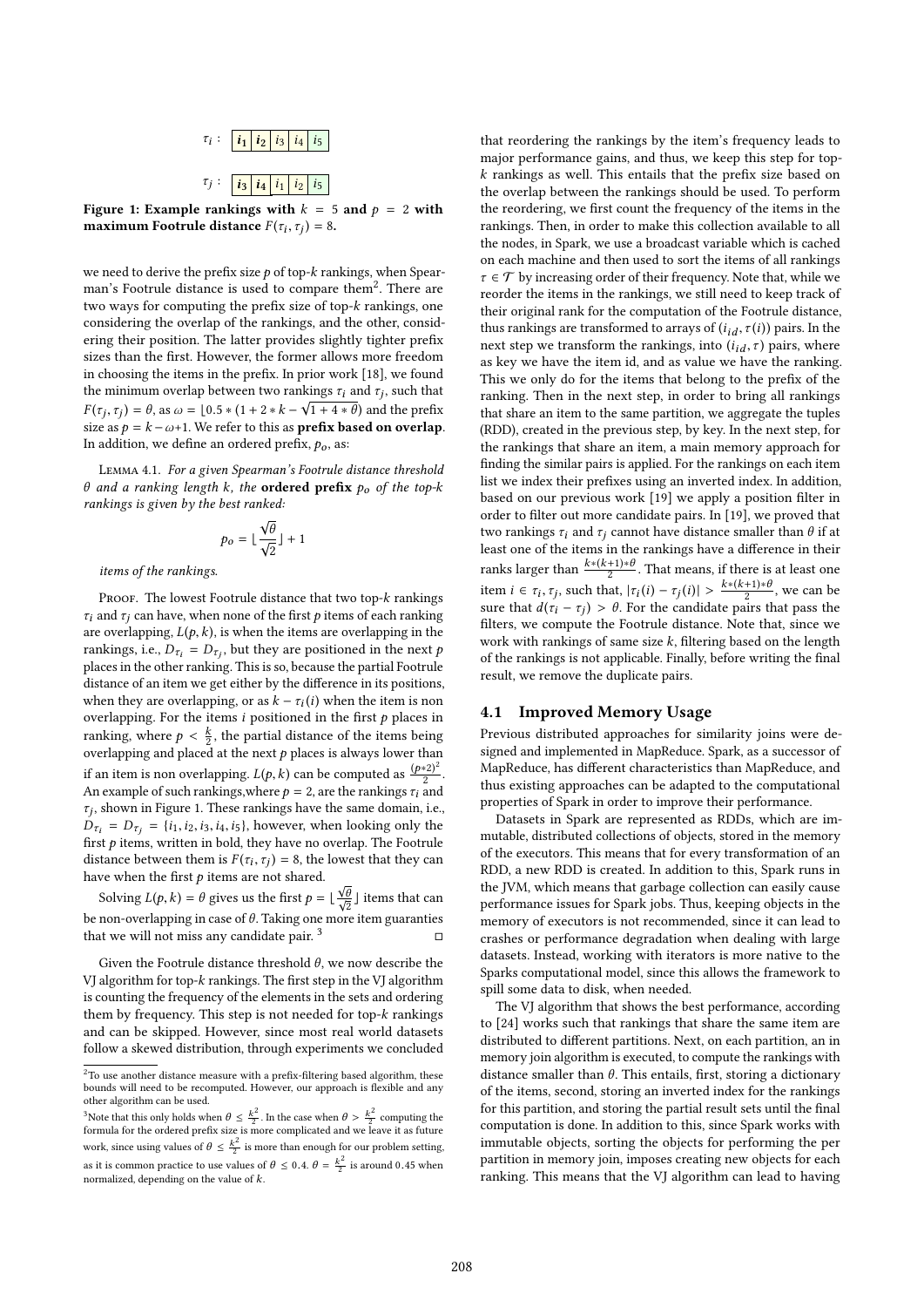$\tau_i$ : | $\mathbf{i_1}$ | $\mathbf{i_2}$ | $i_3$ | $i_4$ | $i_5$ |

$\tau_j$ : | $\mathbf{i_3}$ | $\mathbf{i_4}$ | $i_1$ | $i_2$ | $i_5$ |

**Figure 1: Example rankings with $k = 5$ and $p = 2$ with maximum Footrule distance $F(\tau_i, \tau_j) = 8$.**

we need to derive the prefix size $p$ of top-$k$ rankings, when Spearman's Footrule distance is used to compare them[2]. There are two ways for computing the prefix size of top-$k$ rankings, one considering the overlap of the rankings, and the other, considering their position. The latter provides slightly tighter prefix sizes than the first. However, the former allows more freedom in choosing the items in the prefix. In prior work [18], we found the minimum overlap between two rankings $\tau_i$ and $\tau_j$, such that $F(\tau_j, \tau_j) = \theta$, as $\omega = \lfloor 0.5 * (1 + 2 * k - \sqrt{1 + 4 * \theta})$ and the prefix size as $p = k - \omega + 1$. We refer to this as **prefix based on overlap**. In addition, we define an ordered prefix, $p_o$, as:

Lemma 4.1. *For a given Spearman's Footrule distance threshold $\theta$ and a ranking length $k$, the* **ordered prefix** *$p_o$ of the top-$k$ rankings is given by the best ranked:*

$$p_o = \lfloor \frac{\sqrt{\theta}}{\sqrt{2}} \rfloor + 1$$

*items of the rankings.*

Proof. The lowest Footrule distance that two top-$k$ rankings $\tau_i$ and $\tau_j$ can have, when none of the first $p$ items of each ranking are overlapping, $L(p, k)$, is when the items are overlapping in the rankings, i.e., $D_{\tau_i} = D_{\tau_j}$, but they are positioned in the next $p$ places in the other ranking. This is so, because the partial Footrule distance of an item we get either by the difference in its positions, when they are overlapping, or as $k - \tau_i(i)$ when the item is non overlapping. For the items $i$ positioned in the first $p$ places in ranking, where $p < \frac{k}{2}$, the partial distance of the items being overlapping and placed at the next $p$ places is always lower than if an item is non overlapping. $L(p, k)$ can be computed as $\frac{(p*2)^2}{2}$. An example of such rankings,where $p = 2$, are the rankings $\tau_i$ and $\tau_j$, shown in Figure 1. These rankings have the same domain, i.e., $D_{\tau_i} = D_{\tau_j} = \{i_1, i_2, i_3, i_4, i_5\}$, however, when looking only the first $p$ items, written in bold, they have no overlap. The Footrule distance between them is $F(\tau_i, \tau_j) = 8$, the lowest that they can have when the first $p$ items are not shared.

Solving $L(p, k) = \theta$ gives us the first $p = \lfloor \frac{\sqrt{\theta}}{\sqrt{2}} \rfloor$ items that can be non-overlapping in case of $\theta$. Taking one more item guaranties that we will not miss any candidate pair. [3] □

Given the Footrule distance threshold $\theta$, we now describe the VJ algorithm for top-$k$ rankings. The first step in the VJ algorithm is counting the frequency of the elements in the sets and ordering them by frequency. This step is not needed for top-$k$ rankings and can be skipped. However, since most real world datasets follow a skewed distribution, through experiments we concluded that reordering the rankings by the item's frequency leads to major performance gains, and thus, we keep this step for top-$k$ rankings as well. This entails that the prefix size based on the overlap between the rankings should be used. To perform the reordering, we first count the frequency of the items in the rankings. Then, in order to make this collection available to all the nodes, in Spark, we use a broadcast variable which is cached on each machine and then used to sort the items of all rankings $\tau \in \mathcal{T}$ by increasing order of their frequency. Note that, while we reorder the items in the rankings, we still need to keep track of their original rank for the computation of the Footrule distance, thus rankings are transformed to arrays of $(i_{id}, \tau(i))$ pairs. In the next step we transform the rankings, into $(i_{id}, \tau)$ pairs, where as key we have the item id, and as value we have the ranking. This we only do for the items that belong to the prefix of the ranking. Then in the next step, in order to bring all rankings that share an item to the same partition, we aggregate the tuples (RDD), created in the previous step, by key. In the next step, for the rankings that share an item, a main memory approach for finding the similar pairs is applied. For the rankings on each item list we index their prefixes using an inverted index. In addition, based on our previous work [19] we apply a position filter in order to filter out more candidate pairs. In [19], we proved that two rankings $\tau_i$ and $\tau_j$ cannot have distance smaller than $\theta$ if at least one of the items in the rankings have a difference in their ranks larger than $\frac{k*(k+1)*\theta}{2}$. That means, if there is at least one item $i \in \tau_i, \tau_j$, such that, $|\tau_i(i) - \tau_j(i)| > \frac{k*(k+1)*\theta}{2}$, we can be sure that $d(\tau_i - \tau_j) > \theta$. For the candidate pairs that pass the filters, we compute the Footrule distance. Note that, since we work with rankings of same size $k$, filtering based on the length of the rankings is not applicable. Finally, before writing the final result, we remove the duplicate pairs.

## 4.1 Improved Memory Usage

Previous distributed approaches for similarity joins were designed and implemented in MapReduce. Spark, as a successor of MapReduce, has different characteristics than MapReduce, and thus existing approaches can be adapted to the computational properties of Spark in order to improve their performance.

Datasets in Spark are represented as RDDs, which are immutable, distributed collections of objects, stored in the memory of the executors. This means that for every transformation of an RDD, a new RDD is created. In addition to this, Spark runs in the JVM, which means that garbage collection can easily cause performance issues for Spark jobs. Thus, keeping objects in the memory of executors is not recommended, since it can lead to crashes or performance degradation when dealing with large datasets. Instead, working with iterators is more native to the Sparks computational model, since this allows the framework to spill some data to disk, when needed.

The VJ algorithm that shows the best performance, according to [24] works such that rankings that share the same item are distributed to different partitions. Next, on each partition, an in memory join algorithm is executed, to compute the rankings with distance smaller than $\theta$. This entails, first, storing a dictionary of the items, second, storing an inverted index for the rankings for this partition, and storing the partial result sets until the final computation is done. In addition to this, since Spark works with immutable objects, sorting the objects for performing the per partition in memory join, imposes creating new objects for each ranking. This means that the VJ algorithm can lead to having

---

[2] To use another distance measure with a prefix-filtering based algorithm, these bounds will need to be recomputed. However, our approach is flexible and any other algorithm can be used.

[3] Note that this only holds when $\theta \leq \frac{k^2}{2}$. In the case when $\theta > \frac{k^2}{2}$ computing the formula for the ordered prefix size is more complicated and we leave it as future work, since using values of $\theta \leq \frac{k^2}{2}$ is more than enough for our problem setting, as it is common practice to use values of $\theta \leq 0.4$. $\theta = \frac{k^2}{2}$ is around 0.45 when normalized, depending on the value of $k$.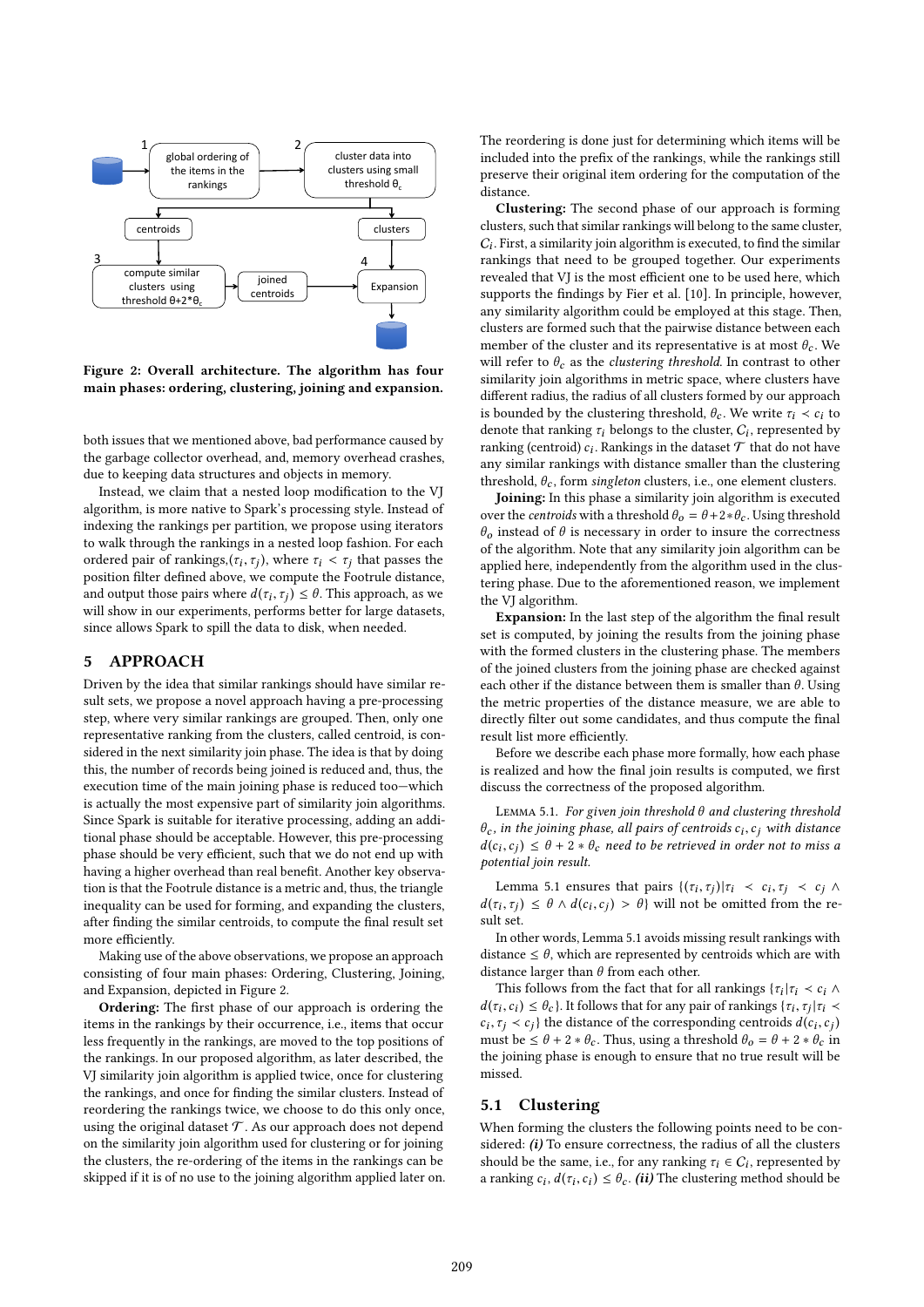Figure 2: Overall architecture. The algorithm has four main phases: ordering, clustering, joining and expansion.

both issues that we mentioned above, bad performance caused by the garbage collector overhead, and, memory overhead crashes, due to keeping data structures and objects in memory.

Instead, we claim that a nested loop modification to the VJ algorithm, is more native to Spark's processing style. Instead of indexing the rankings per partition, we propose using iterators to walk through the rankings in a nested loop fashion. For each ordered pair of rankings,$(\tau_i, \tau_j)$, where $\tau_i < \tau_j$ that passes the position filter defined above, we compute the Footrule distance, and output those pairs where $d(\tau_i, \tau_j) \leq \theta$. This approach, as we will show in our experiments, performs better for large datasets, since allows Spark to spill the data to disk, when needed.

# 5 APPROACH

Driven by the idea that similar rankings should have similar result sets, we propose a novel approach having a pre-processing step, where very similar rankings are grouped. Then, only one representative ranking from the clusters, called centroid, is considered in the next similarity join phase. The idea is that by doing this, the number of records being joined is reduced and, thus, the execution time of the main joining phase is reduced too—which is actually the most expensive part of similarity join algorithms. Since Spark is suitable for iterative processing, adding an additional phase should be acceptable. However, this pre-processing phase should be very efficient, such that we do not end up with having a higher overhead than real benefit. Another key observation is that the Footrule distance is a metric and, thus, the triangle inequality can be used for forming, and expanding the clusters, after finding the similar centroids, to compute the final result set more efficiently.

Making use of the above observations, we propose an approach consisting of four main phases: Ordering, Clustering, Joining, and Expansion, depicted in Figure 2.

**Ordering:** The first phase of our approach is ordering the items in the rankings by their occurrence, i.e., items that occur less frequently in the rankings, are moved to the top positions of the rankings. In our proposed algorithm, as later described, the VJ similarity join algorithm is applied twice, once for clustering the rankings, and once for finding the similar clusters. Instead of reordering the rankings twice, we choose to do this only once, using the original dataset $\mathcal{T}$. As our approach does not depend on the similarity join algorithm used for clustering or for joining the clusters, the re-ordering of the items in the rankings can be skipped if it is of no use to the joining algorithm applied later on. The reordering is done just for determining which items will be included into the prefix of the rankings, while the rankings still preserve their original item ordering for the computation of the distance.

**Clustering:** The second phase of our approach is forming clusters, such that similar rankings will belong to the same cluster, $C_i$. First, a similarity join algorithm is executed, to find the similar rankings that need to be grouped together. Our experiments revealed that VJ is the most efficient one to be used here, which supports the findings by Fier et al. [10]. In principle, however, any similarity algorithm could be employed at this stage. Then, clusters are formed such that the pairwise distance between each member of the cluster and its representative is at most $\theta_c$. We will refer to $\theta_c$ as the *clustering threshold*. In contrast to other similarity join algorithms in metric space, where clusters have different radius, the radius of all clusters formed by our approach is bounded by the clustering threshold, $\theta_c$. We write $\tau_i \prec c_i$ to denote that ranking $\tau_i$ belongs to the cluster, $C_i$, represented by ranking (centroid) $c_i$. Rankings in the dataset $\mathcal{T}$ that do not have any similar rankings with distance smaller than the clustering threshold, $\theta_c$, form *singleton* clusters, i.e., one element clusters.

**Joining:** In this phase a similarity join algorithm is executed over the *centroids* with a threshold $\theta_o = \theta + 2 * \theta_c$. Using threshold $\theta_o$ instead of $\theta$ is necessary in order to insure the correctness of the algorithm. Note that any similarity join algorithm can be applied here, independently from the algorithm used in the clustering phase. Due to the aforementioned reason, we implement the VJ algorithm.

**Expansion:** In the last step of the algorithm the final result set is computed, by joining the results from the joining phase with the formed clusters in the clustering phase. The members of the joined clusters from the joining phase are checked against each other if the distance between them is smaller than $\theta$. Using the metric properties of the distance measure, we are able to directly filter out some candidates, and thus compute the final result list more efficiently.

Before we describe each phase more formally, how each phase is realized and how the final join results is computed, we first discuss the correctness of the proposed algorithm.

LEMMA 5.1. *For given join threshold $\theta$ and clustering threshold $\theta_c$, in the joining phase, all pairs of centroids $c_i, c_j$ with distance $d(c_i, c_j) \leq \theta + 2 * \theta_c$ need to be retrieved in order not to miss a potential join result.*

Lemma 5.1 ensures that pairs $\{(\tau_i, \tau_j) | \tau_i \prec c_i, \tau_j \prec c_j \wedge d(\tau_i, \tau_j) \leq \theta \wedge d(c_i, c_j) > \theta\}$ will not be omitted from the result set.

In other words, Lemma 5.1 avoids missing result rankings with distance $\leq \theta$, which are represented by centroids which are with distance larger than $\theta$ from each other.

This follows from the fact that for all rankings $\{\tau_i | \tau_i \prec c_i \wedge d(\tau_i, c_i) \leq \theta_c\}$. It follows that for any pair of rankings $\{\tau_i, \tau_j | \tau_i \prec c_i, \tau_j \prec c_j\}$ the distance of the corresponding centroids $d(c_i, c_j)$ must be $\leq \theta + 2 * \theta_c$. Thus, using a threshold $\theta_o = \theta + 2 * \theta_c$ in the joining phase is enough to ensure that no true result will be missed.

## 5.1 Clustering

When forming the clusters the following points need to be considered: ***(i)*** To ensure correctness, the radius of all the clusters should be the same, i.e., for any ranking $\tau_i \in C_i$, represented by a ranking $c_i$, $d(\tau_i, c_i) \leq \theta_c$. ***(ii)*** The clustering method should be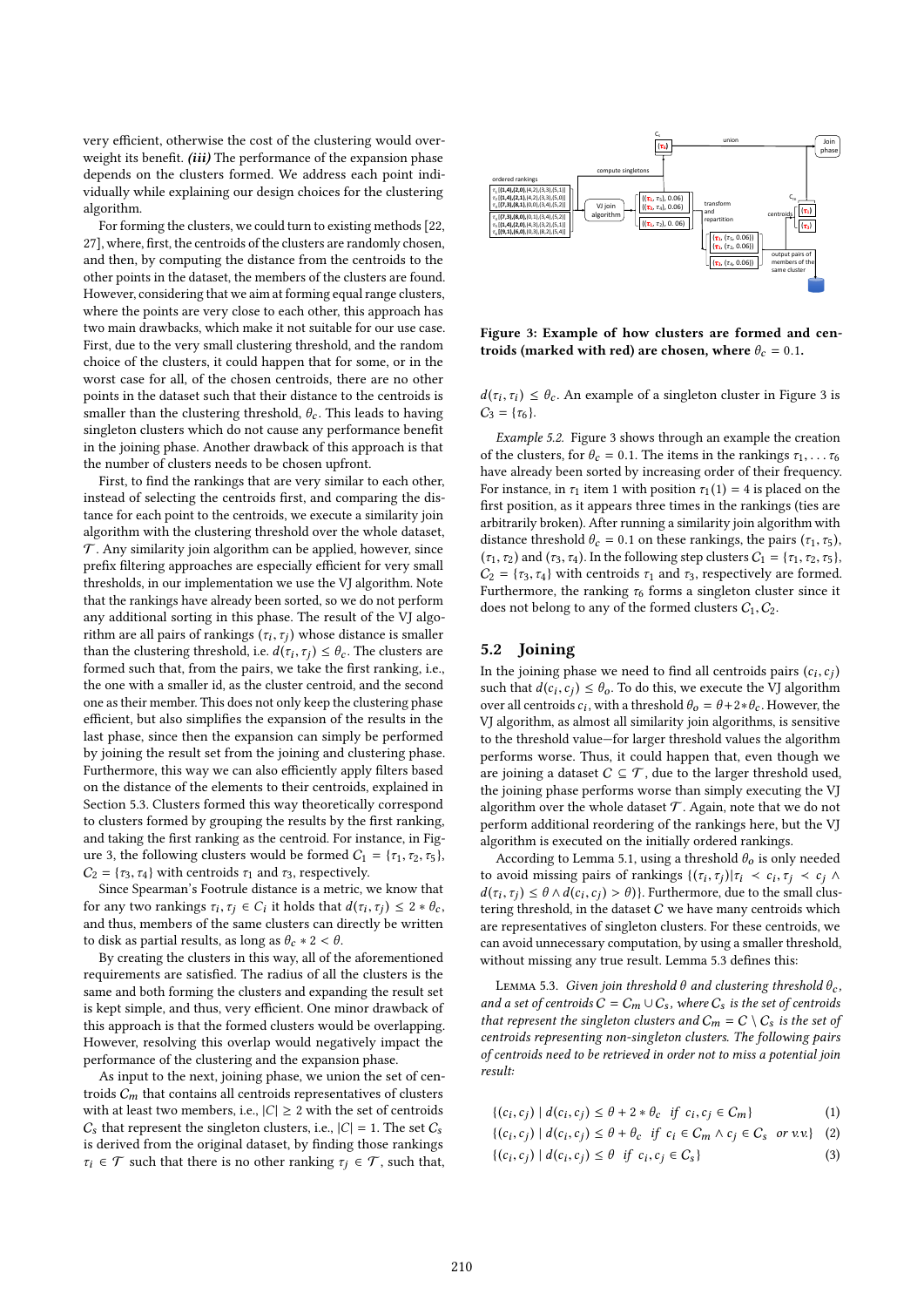very efficient, otherwise the cost of the clustering would overweight its benefit. ***(iii)*** The performance of the expansion phase depends on the clusters formed. We address each point individually while explaining our design choices for the clustering algorithm.

For forming the clusters, we could turn to existing methods [22, 27], where, first, the centroids of the clusters are randomly chosen, and then, by computing the distance from the centroids to the other points in the dataset, the members of the clusters are found. However, considering that we aim at forming equal range clusters, where the points are very close to each other, this approach has two main drawbacks, which make it not suitable for our use case. First, due to the very small clustering threshold, and the random choice of the clusters, it could happen that for some, or in the worst case for all, of the chosen centroids, there are no other points in the dataset such that their distance to the centroids is smaller than the clustering threshold, $\theta_c$. This leads to having singleton clusters which do not cause any performance benefit in the joining phase. Another drawback of this approach is that the number of clusters needs to be chosen upfront.

First, to find the rankings that are very similar to each other, instead of selecting the centroids first, and comparing the distance for each point to the centroids, we execute a similarity join algorithm with the clustering threshold over the whole dataset, $\mathcal{T}$. Any similarity join algorithm can be applied, however, since prefix filtering approaches are especially efficient for very small thresholds, in our implementation we use the VJ algorithm. Note that the rankings have already been sorted, so we do not perform any additional sorting in this phase. The result of the VJ algorithm are all pairs of rankings $(\tau_i, \tau_j)$ whose distance is smaller than the clustering threshold, i.e. $d(\tau_i, \tau_j) \leq \theta_c$. The clusters are formed such that, from the pairs, we take the first ranking, i.e., the one with a smaller id, as the cluster centroid, and the second one as their member. This does not only keep the clustering phase efficient, but also simplifies the expansion of the results in the last phase, since then the expansion can simply be performed by joining the result set from the joining and clustering phase. Furthermore, this way we can also efficiently apply filters based on the distance of the elements to their centroids, explained in Section 5.3. Clusters formed this way theoretically correspond to clusters formed by grouping the results by the first ranking, and taking the first ranking as the centroid. For instance, in Figure 3, the following clusters would be formed $C_1 = \{\tau_1, \tau_2, \tau_5\}$, $C_2 = \{\tau_3, \tau_4\}$ with centroids $\tau_1$ and $\tau_3$, respectively.

Since Spearman's Footrule distance is a metric, we know that for any two rankings $\tau_i, \tau_j \in C_i$ it holds that $d(\tau_i, \tau_j) \leq 2 * \theta_c$, and thus, members of the same clusters can directly be written to disk as partial results, as long as $\theta_c * 2 < \theta$.

By creating the clusters in this way, all of the aforementioned requirements are satisfied. The radius of all the clusters is the same and both forming the clusters and expanding the result set is kept simple, and thus, very efficient. One minor drawback of this approach is that the formed clusters would be overlapping. However, resolving this overlap would negatively impact the performance of the clustering and the expansion phase.

As input to the next, joining phase, we union the set of centroids $C_m$ that contains all centroids representatives of clusters with at least two members, i.e., $|C| \geq 2$ with the set of centroids $C_s$ that represent the singleton clusters, i.e., $|C| = 1$. The set $C_s$ is derived from the original dataset, by finding those rankings $\tau_i \in \mathcal{T}$ such that there is no other ranking $\tau_j \in \mathcal{T}$, such that, $d(\tau_i, \tau_i) \leq \theta_c$. An example of a singleton cluster in Figure 3 is $C_3 = \{\tau_6\}$.

**Figure 3: Example of how clusters are formed and centroids (marked with red) are chosen, where $\theta_c = 0.1$.**

*Example 5.2.* Figure 3 shows through an example the creation of the clusters, for $\theta_c = 0.1$. The items in the rankings $\tau_1, \ldots \tau_6$ have already been sorted by increasing order of their frequency. For instance, in $\tau_1$ item 1 with position $\tau_1(1) = 4$ is placed on the first position, as it appears three times in the rankings (ties are arbitrarily broken). After running a similarity join algorithm with distance threshold $\theta_c = 0.1$ on these rankings, the pairs $(\tau_1, \tau_5)$, $(\tau_1, \tau_2)$ and $(\tau_3, \tau_4)$. In the following step clusters $C_1 = \{\tau_1, \tau_2, \tau_5\}$, $C_2 = \{\tau_3, \tau_4\}$ with centroids $\tau_1$ and $\tau_3$, respectively are formed. Furthermore, the ranking $\tau_6$ forms a singleton cluster since it does not belong to any of the formed clusters $C_1, C_2$.

## 5.2 Joining

In the joining phase we need to find all centroids pairs $(c_i, c_j)$ such that $d(c_i, c_j) \leq \theta_o$. To do this, we execute the VJ algorithm over all centroids $c_i$, with a threshold $\theta_o = \theta + 2 * \theta_c$. However, the VJ algorithm, as almost all similarity join algorithms, is sensitive to the threshold value—for larger threshold values the algorithm performs worse. Thus, it could happen that, even though we are joining a dataset $C \subseteq \mathcal{T}$, due to the larger threshold used, the joining phase performs worse than simply executing the VJ algorithm over the whole dataset $\mathcal{T}$. Again, note that we do not perform additional reordering of the rankings here, but the VJ algorithm is executed on the initially ordered rankings.

According to Lemma 5.1, using a threshold $\theta_o$ is only needed to avoid missing pairs of rankings $\{(\tau_i, \tau_j) | \tau_i \prec c_i, \tau_j \prec c_j \wedge d(\tau_i, \tau_j) \leq \theta \wedge d(c_i, c_j) > \theta)\}$. Furthermore, due to the small clustering threshold, in the dataset $C$ we have many centroids which are representatives of singleton clusters. For these centroids, we can avoid unnecessary computation, by using a smaller threshold, without missing any true result. Lemma 5.3 defines this:

Lemma 5.3. *Given join threshold $\theta$ and clustering threshold $\theta_c$, and a set of centroids $C = C_m \cup C_s$, where $C_s$ is the set of centroids that represent the singleton clusters and $C_m = C \setminus C_s$ is the set of centroids representing non-singleton clusters. The following pairs of centroids need to be retrieved in order not to miss a potential join result:*

$$\{(c_i, c_j) \mid d(c_i, c_j) \leq \theta + 2 * \theta_c \quad if \;\; c_i, c_j \in C_m\} \tag{1}$$

$$\{(c_i, c_j) \mid d(c_i, c_j) \leq \theta + \theta_c \quad if \;\; c_i \in C_m \wedge c_j \in C_s \;\; or \; v.v.\} \tag{2}$$

$$\{(c_i, c_j) \mid d(c_i, c_j) \leq \theta \quad if \;\; c_i, c_j \in C_s\} \tag{3}$$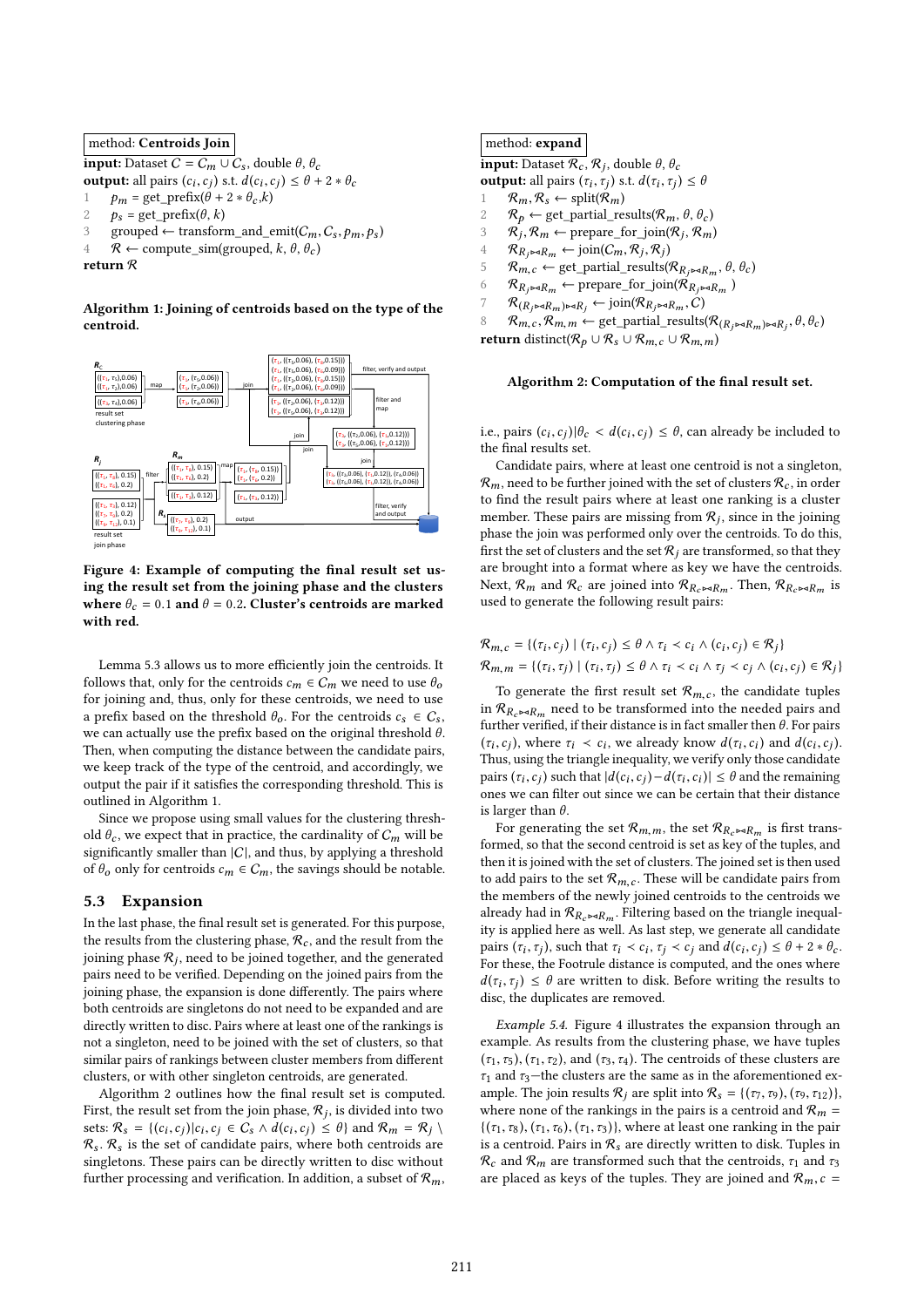method: **Centroids Join**

**input:** Dataset $C = C_m \cup C_s$, double $\theta$, $\theta_c$
**output:** all pairs $(c_i, c_j)$ s.t. $d(c_i, c_j) \leq \theta + 2 * \theta_c$

```
1  p_m = get_prefix(θ + 2 * θ_c, k)
2  p_s = get_prefix(θ, k)
3  grouped ← transform_and_emit(C_m, C_s, p_m, p_s)
4  R ← compute_sim(grouped, k, θ, θ_c)
return R
```

**Algorithm 1: Joining of centroids based on the type of the centroid.**

**Figure 4: Example of computing the final result set using the result set from the joining phase and the clusters where $\theta_c = 0.1$ and $\theta = 0.2$. Cluster's centroids are marked with red.**

Lemma 5.3 allows us to more efficiently join the centroids. It follows that, only for the centroids $c_m \in C_m$ we need to use $\theta_o$ for joining and, thus, only for these centroids, we need to use a prefix based on the threshold $\theta_o$. For the centroids $c_s \in C_s$, we can actually use the prefix based on the original threshold $\theta$. Then, when computing the distance between the candidate pairs, we keep track of the type of the centroid, and accordingly, we output the pair if it satisfies the corresponding threshold. This is outlined in Algorithm 1.

Since we propose using small values for the clustering threshold $\theta_c$, we expect that in practice, the cardinality of $C_m$ will be significantly smaller than $|C|$, and thus, by applying a threshold of $\theta_o$ only for centroids $c_m \in C_m$, the savings should be notable.

## 5.3 Expansion

In the last phase, the final result set is generated. For this purpose, the results from the clustering phase, $\mathcal{R}_c$, and the result from the joining phase $\mathcal{R}_j$, need to be joined together, and the generated pairs need to be verified. Depending on the joined pairs from the joining phase, the expansion is done differently. The pairs where both centroids are singletons do not need to be expanded and are directly written to disc. Pairs where at least one of the rankings is not a singleton, need to be joined with the set of clusters, so that similar pairs of rankings between cluster members from different clusters, or with other singleton centroids, are generated.

Algorithm 2 outlines how the final result set is computed. First, the result set from the join phase, $\mathcal{R}_j$, is divided into two sets: $\mathcal{R}_s = \{(c_i, c_j) | c_i, c_j \in C_s \wedge d(c_i, c_j) \leq \theta\}$ and $\mathcal{R}_m = \mathcal{R}_j \setminus \mathcal{R}_s$. $\mathcal{R}_s$ is the set of candidate pairs, where both centroids are singletons. These pairs can be directly written to disc without further processing and verification. In addition, a subset of $\mathcal{R}_m$,

method: **expand**

**input:** Dataset $\mathcal{R}_c$, $\mathcal{R}_j$, double $\theta$, $\theta_c$
**output:** all pairs $(\tau_i, \tau_j)$ s.t. $d(\tau_i, \tau_j) \leq \theta$

1. $\mathcal{R}_m, \mathcal{R}_s \leftarrow$ split($\mathcal{R}_m$)
2. $\mathcal{R}_p \leftarrow$ get_partial_results($\mathcal{R}_m$, $\theta$, $\theta_c$)
3. $\mathcal{R}_j, \mathcal{R}_m \leftarrow$ prepare_for_join($\mathcal{R}_j$, $\mathcal{R}_m$)
4. $\mathcal{R}_{R_j \bowtie R_m} \leftarrow$ join($C_m$, $\mathcal{R}_j$, $\mathcal{R}_j$)
5. $\mathcal{R}_{m,c} \leftarrow$ get_partial_results($\mathcal{R}_{R_j \bowtie R_m}$, $\theta$, $\theta_c$)
6. $\mathcal{R}_{R_j \bowtie R_m} \leftarrow$ prepare_for_join($\mathcal{R}_{R_j \bowtie R_m}$ )
7. $\mathcal{R}_{(R_j \bowtie R_m) \bowtie R_j} \leftarrow$ join($\mathcal{R}_{R_j \bowtie R_m}$, $C$)
8. $\mathcal{R}_{m,c}, \mathcal{R}_{m,m} \leftarrow$ get_partial_results($\mathcal{R}_{(R_j \bowtie R_m) \bowtie R_j}$, $\theta$, $\theta_c$)

**return** distinct($\mathcal{R}_p \cup \mathcal{R}_s \cup \mathcal{R}_{m,c} \cup \mathcal{R}_{m,m}$)

**Algorithm 2: Computation of the final result set.**

i.e., pairs $(c_i, c_j) | \theta_c < d(c_i, c_j) \leq \theta$, can already be included to the final results set.

Candidate pairs, where at least one centroid is not a singleton, $\mathcal{R}_m$, need to be further joined with the set of clusters $\mathcal{R}_c$, in order to find the result pairs where at least one ranking is a cluster member. These pairs are missing from $\mathcal{R}_j$, since in the joining phase the join was performed only over the centroids. To do this, first the set of clusters and the set $\mathcal{R}_j$ are transformed, so that they are brought into a format where as key we have the centroids. Next, $\mathcal{R}_m$ and $\mathcal{R}_c$ are joined into $\mathcal{R}_{R_c \bowtie R_m}$. Then, $\mathcal{R}_{R_c \bowtie R_m}$ is used to generate the following result pairs:

$$\mathcal{R}_{m,c} = \{(\tau_i, c_j) \mid (\tau_i, c_j) \leq \theta \wedge \tau_i \prec c_i \wedge (c_i, c_j) \in \mathcal{R}_j\}$$

$$\mathcal{R}_{m,m} = \{(\tau_i, \tau_j) \mid (\tau_i, \tau_j) \leq \theta \wedge \tau_i \prec c_i \wedge \tau_j \prec c_j \wedge (c_i, c_j) \in \mathcal{R}_j\}$$

To generate the first result set $\mathcal{R}_{m,c}$, the candidate tuples in $\mathcal{R}_{R_c \bowtie R_m}$ need to be transformed into the needed pairs and further verified, if their distance is in fact smaller then $\theta$. For pairs $(\tau_i, c_j)$, where $\tau_i \prec c_i$, we already know $d(\tau_i, c_i)$ and $d(c_i, c_j)$. Thus, using the triangle inequality, we verify only those candidate pairs $(\tau_i, c_j)$ such that $|d(c_i, c_j) - d(\tau_i, c_i)| \leq \theta$ and the remaining ones we can filter out since we can be certain that their distance is larger than $\theta$.

For generating the set $\mathcal{R}_{m,m}$, the set $\mathcal{R}_{R_c \bowtie R_m}$ is first transformed, so that the second centroid is set as key of the tuples, and then it is joined with the set of clusters. The joined set is then used to add pairs to the set $\mathcal{R}_{m,c}$. These will be candidate pairs from the members of the newly joined centroids to the centroids we already had in $\mathcal{R}_{R_c \bowtie R_m}$. Filtering based on the triangle inequality is applied here as well. As last step, we generate all candidate pairs $(\tau_i, \tau_j)$, such that $\tau_i \prec c_i$, $\tau_j \prec c_j$ and $d(c_i, c_j) \leq \theta + 2 * \theta_c$. For these, the Footrule distance is computed, and the ones where $d(\tau_i, \tau_j) \leq \theta$ are written to disk. Before writing the results to disc, the duplicates are removed.

*Example 5.4.* Figure 4 illustrates the expansion through an example. As results from the clustering phase, we have tuples $(\tau_1, \tau_5)$, $(\tau_1, \tau_2)$, and $(\tau_3, \tau_4)$. The centroids of these clusters are $\tau_1$ and $\tau_3$–the clusters are the same as in the aforementioned example. The join results $\mathcal{R}_j$ are split into $\mathcal{R}_s = \{(\tau_7, \tau_9), (\tau_9, \tau_{12})\}$, where none of the rankings in the pairs is a centroid and $\mathcal{R}_m = \{(\tau_1, \tau_8), (\tau_1, \tau_6), (\tau_1, \tau_3)\}$, where at least one ranking in the pair is a centroid. Pairs in $\mathcal{R}_s$ are directly written to disk. Tuples in $\mathcal{R}_c$ and $\mathcal{R}_m$ are transformed such that the centroids, $\tau_1$ and $\tau_3$ are placed as keys of the tuples. They are joined and $\mathcal{R}_m, c =$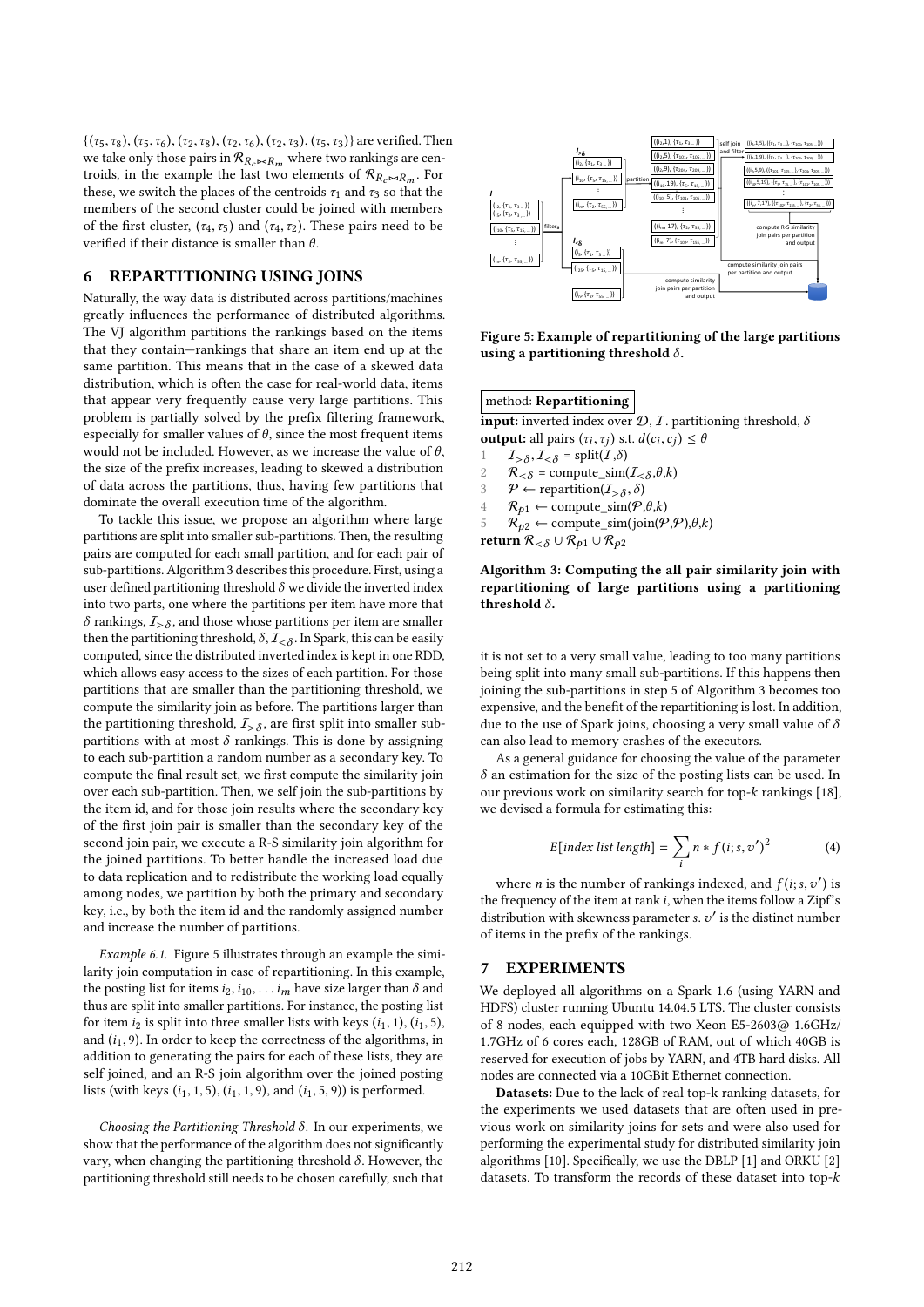$\{(\tau_5,\tau_8),(\tau_5,\tau_6),(\tau_2,\tau_8),(\tau_2,\tau_6),(\tau_2,\tau_3),(\tau_5,\tau_3)\}$ are verified. Then we take only those pairs in $\mathcal{R}_{R_c \bowtie R_m}$ where two rankings are centroids, in the example the last two elements of $\mathcal{R}_{R_c \bowtie R_m}$. For these, we switch the places of the centroids $\tau_1$ and $\tau_3$ so that the members of the second cluster could be joined with members of the first cluster, $(\tau_4,\tau_5)$ and $(\tau_4,\tau_2)$. These pairs need to be verified if their distance is smaller than $\theta$.

## 6 REPARTITIONING USING JOINS

Naturally, the way data is distributed across partitions/machines greatly influences the performance of distributed algorithms. The VJ algorithm partitions the rankings based on the items that they contain—rankings that share an item end up at the same partition. This means that in the case of a skewed data distribution, which is often the case for real-world data, items that appear very frequently cause very large partitions. This problem is partially solved by the prefix filtering framework, especially for smaller values of $\theta$, since the most frequent items would not be included. However, as we increase the value of $\theta$, the size of the prefix increases, leading to skewed a distribution of data across the partitions, thus, having few partitions that dominate the overall execution time of the algorithm.

To tackle this issue, we propose an algorithm where large partitions are split into smaller sub-partitions. Then, the resulting pairs are computed for each small partition, and for each pair of sub-partitions. Algorithm 3 describes this procedure. First, using a user defined partitioning threshold $\delta$ we divide the inverted index into two parts, one where the partitions per item have more that $\delta$ rankings, $\mathcal{I}_{>\delta}$, and those whose partitions per item are smaller then the partitioning threshold, $\delta$, $\mathcal{I}_{<\delta}$. In Spark, this can be easily computed, since the distributed inverted index is kept in one RDD, which allows easy access to the sizes of each partition. For those partitions that are smaller than the partitioning threshold, we compute the similarity join as before. The partitions larger than the partitioning threshold, $\mathcal{I}_{>\delta}$, are first split into smaller sub-partitions with at most $\delta$ rankings. This is done by assigning to each sub-partition a random number as a secondary key. To compute the final result set, we first compute the similarity join over each sub-partition. Then, we self join the sub-partitions by the item id, and for those join results where the secondary key of the first join pair is smaller than the secondary key of the second join pair, we execute a R-S similarity join algorithm for the joined partitions. To better handle the increased load due to data replication and to redistribute the working load equally among nodes, we partition by both the primary and secondary key, i.e., by both the item id and the randomly assigned number and increase the number of partitions.

*Example 6.1.* Figure 5 illustrates through an example the similarity join computation in case of repartitioning. In this example, the posting list for items $i_2, i_{10}, \ldots i_m$ have size larger than $\delta$ and thus are split into smaller partitions. For instance, the posting list for item $i_2$ is split into three smaller lists with keys $(i_1,1)$, $(i_1,5)$, and $(i_1,9)$. In order to keep the correctness of the algorithms, in addition to generating the pairs for each of these lists, they are self joined, and an R-S join algorithm over the joined posting lists (with keys $(i_1,1,5)$, $(i_1,1,9)$, and $(i_1,5,9)$) is performed.

*Choosing the Partitioning Threshold $\delta$.* In our experiments, we show that the performance of the algorithm does not significantly vary, when changing the partitioning threshold $\delta$. However, the partitioning threshold still needs to be chosen carefully, such that it is not set to a very small value, leading to too many partitions being split into many small sub-partitions. If this happens then joining the sub-partitions in step 5 of Algorithm 3 becomes too expensive, and the benefit of the repartitioning is lost. In addition, due to the use of Spark joins, choosing a very small value of $\delta$ can also lead to memory crashes of the executors.

As a general guidance for choosing the value of the parameter $\delta$ an estimation for the size of the posting lists can be used. In our previous work on similarity search for top-$k$ rankings [18], we devised a formula for estimating this:

$$E[\textit{index list length}] = \sum_i n * f(i; s, v')^2 \tag{4}$$

where $n$ is the number of rankings indexed, and $f(i;s,v')$ is the frequency of the item at rank $i$, when the items follow a Zipf's distribution with skewness parameter $s$. $v'$ is the distinct number of items in the prefix of the rankings.

**Figure 5: Example of repartitioning of the large partitions using a partitioning threshold $\delta$.**

```
method: Repartitioning
input: inverted index over D, I. partitioning threshold, δ
output: all pairs (τ_i, τ_j) s.t. d(c_i, c_j) ≤ θ
1  I_{>δ}, I_{<δ} = split(I, δ)
2  R_{<δ} = compute_sim(I_{<δ}, θ, k)
3  P ← repartition(I_{>δ}, δ)
4  R_{p1} ← compute_sim(P, θ, k)
5  R_{p2} ← compute_sim(join(P, P), θ, k)
return R_{<δ} ∪ R_{p1} ∪ R_{p2}
```

**Algorithm 3: Computing the all pair similarity join with repartitioning of large partitions using a partitioning threshold $\delta$.**

## 7 EXPERIMENTS

We deployed all algorithms on a Spark 1.6 (using YARN and HDFS) cluster running Ubuntu 14.04.5 LTS. The cluster consists of 8 nodes, each equipped with two Xeon E5-2603@ 1.6GHz/ 1.7GHz of 6 cores each, 128GB of RAM, out of which 40GB is reserved for execution of jobs by YARN, and 4TB hard disks. All nodes are connected via a 10GBit Ethernet connection.

**Datasets:** Due to the lack of real top-k ranking datasets, for the experiments we used datasets that are often used in previous work on similarity joins for sets and were also used for performing the experimental study for distributed similarity join algorithms [10]. Specifically, we use the DBLP [1] and ORKU [2] datasets. To transform the records of these dataset into top-$k$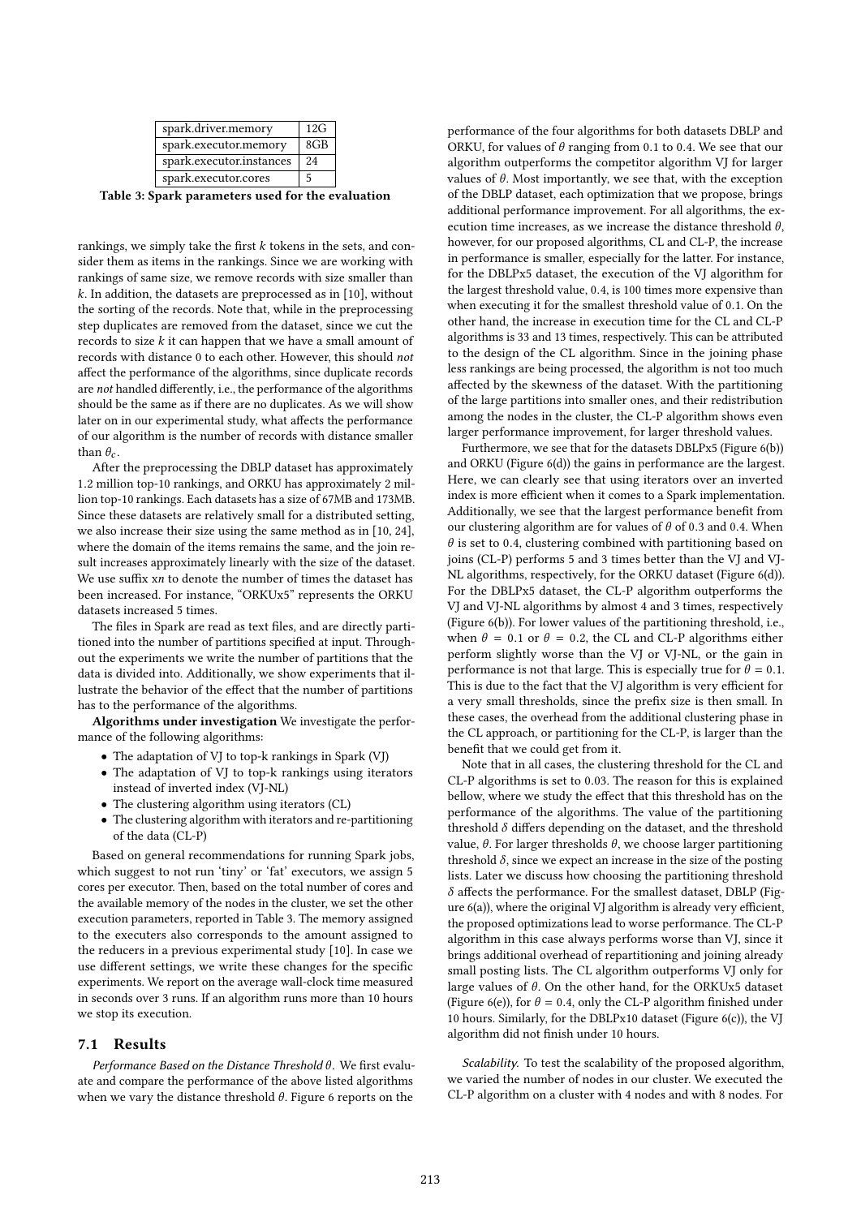| spark.driver.memory | 12G |
|---|---|
| spark.executor.memory | 8GB |
| spark.executor.instances | 24 |
| spark.executor.cores | 5 |

**Table 3: Spark parameters used for the evaluation**

rankings, we simply take the first $k$ tokens in the sets, and consider them as items in the rankings. Since we are working with rankings of same size, we remove records with size smaller than $k$. In addition, the datasets are preprocessed as in [10], without the sorting of the records. Note that, while in the preprocessing step duplicates are removed from the dataset, since we cut the records to size $k$ it can happen that we have a small amount of records with distance 0 to each other. However, this should *not* affect the performance of the algorithms, since duplicate records are *not* handled differently, i.e., the performance of the algorithms should be the same as if there are no duplicates. As we will show later on in our experimental study, what affects the performance of our algorithm is the number of records with distance smaller than $\theta_c$.

After the preprocessing the DBLP dataset has approximately 1.2 million top-10 rankings, and ORKU has approximately 2 million top-10 rankings. Each datasets has a size of 67MB and 173MB. Since these datasets are relatively small for a distributed setting, we also increase their size using the same method as in [10, 24], where the domain of the items remains the same, and the join result increases approximately linearly with the size of the dataset. We use suffix x*n* to denote the number of times the dataset has been increased. For instance, "ORKUx5" represents the ORKU datasets increased 5 times.

The files in Spark are read as text files, and are directly partitioned into the number of partitions specified at input. Throughout the experiments we write the number of partitions that the data is divided into. Additionally, we show experiments that illustrate the behavior of the effect that the number of partitions has to the performance of the algorithms.

**Algorithms under investigation** We investigate the performance of the following algorithms:

- The adaptation of VJ to top-k rankings in Spark (VJ)
- The adaptation of VJ to top-k rankings using iterators instead of inverted index (VJ-NL)
- The clustering algorithm using iterators (CL)
- The clustering algorithm with iterators and re-partitioning of the data (CL-P)

Based on general recommendations for running Spark jobs, which suggest to not run 'tiny' or 'fat' executors, we assign 5 cores per executor. Then, based on the total number of cores and the available memory of the nodes in the cluster, we set the other execution parameters, reported in Table 3. The memory assigned to the executers also corresponds to the amount assigned to the reducers in a previous experimental study [10]. In case we use different settings, we write these changes for the specific experiments. We report on the average wall-clock time measured in seconds over 3 runs. If an algorithm runs more than 10 hours we stop its execution.

## 7.1 Results

*Performance Based on the Distance Threshold $\theta$.* We first evaluate and compare the performance of the above listed algorithms when we vary the distance threshold $\theta$. Figure 6 reports on the performance of the four algorithms for both datasets DBLP and ORKU, for values of $\theta$ ranging from 0.1 to 0.4. We see that our algorithm outperforms the competitor algorithm VJ for larger values of $\theta$. Most importantly, we see that, with the exception of the DBLP dataset, each optimization that we propose, brings additional performance improvement. For all algorithms, the execution time increases, as we increase the distance threshold $\theta$, however, for our proposed algorithms, CL and CL-P, the increase in performance is smaller, especially for the latter. For instance, for the DBLPx5 dataset, the execution of the VJ algorithm for the largest threshold value, 0.4, is 100 times more expensive than when executing it for the smallest threshold value of 0.1. On the other hand, the increase in execution time for the CL and CL-P algorithms is 33 and 13 times, respectively. This can be attributed to the design of the CL algorithm. Since in the joining phase less rankings are being processed, the algorithm is not too much affected by the skewness of the dataset. With the partitioning of the large partitions into smaller ones, and their redistribution among the nodes in the cluster, the CL-P algorithm shows even larger performance improvement, for larger threshold values.

Furthermore, we see that for the datasets DBLPx5 (Figure 6(b)) and ORKU (Figure 6(d)) the gains in performance are the largest. Here, we can clearly see that using iterators over an inverted index is more efficient when it comes to a Spark implementation. Additionally, we see that the largest performance benefit from our clustering algorithm are for values of $\theta$ of 0.3 and 0.4. When $\theta$ is set to 0.4, clustering combined with partitioning based on joins (CL-P) performs 5 and 3 times better than the VJ and VJ-NL algorithms, respectively, for the ORKU dataset (Figure 6(d)). For the DBLPx5 dataset, the CL-P algorithm outperforms the VJ and VJ-NL algorithms by almost 4 and 3 times, respectively (Figure 6(b)). For lower values of the partitioning threshold, i.e., when $\theta = 0.1$ or $\theta = 0.2$, the CL and CL-P algorithms either perform slightly worse than the VJ or VJ-NL, or the gain in performance is not that large. This is especially true for $\theta = 0.1$. This is due to the fact that the VJ algorithm is very efficient for a very small thresholds, since the prefix size is then small. In these cases, the overhead from the additional clustering phase in the CL approach, or partitioning for the CL-P, is larger than the benefit that we could get from it.

Note that in all cases, the clustering threshold for the CL and CL-P algorithms is set to 0.03. The reason for this is explained bellow, where we study the effect that this threshold has on the performance of the algorithms. The value of the partitioning threshold $\delta$ differs depending on the dataset, and the threshold value, $\theta$. For larger thresholds $\theta$, we choose larger partitioning threshold $\delta$, since we expect an increase in the size of the posting lists. Later we discuss how choosing the partitioning threshold $\delta$ affects the performance. For the smallest dataset, DBLP (Figure 6(a)), where the original VJ algorithm is already very efficient, the proposed optimizations lead to worse performance. The CL-P algorithm in this case always performs worse than VJ, since it brings additional overhead of repartitioning and joining already small posting lists. The CL algorithm outperforms VJ only for large values of $\theta$. On the other hand, for the ORKUx5 dataset (Figure 6(e)), for $\theta = 0.4$, only the CL-P algorithm finished under 10 hours. Similarly, for the DBLPx10 dataset (Figure 6(c)), the VJ algorithm did not finish under 10 hours.

*Scalability.* To test the scalability of the proposed algorithm, we varied the number of nodes in our cluster. We executed the CL-P algorithm on a cluster with 4 nodes and with 8 nodes. For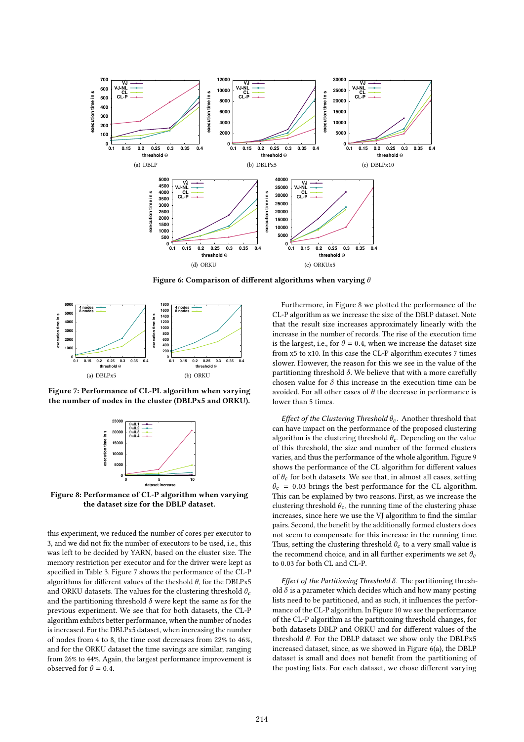(a) DBLP

(b) DBLPx5

(c) DBLPx10

(d) ORKU

(e) ORKUx5

**Figure 6: Comparison of different algorithms when varying $\theta$**

(a) DBLPx5

(b) ORKU

**Figure 7: Performance of CL-PL algorithm when varying the number of nodes in the cluster (DBLPx5 and ORKU).**

**Figure 8: Performance of CL-P algorithm when varying the dataset size for the DBLP dataset.**

this experiment, we reduced the number of cores per executor to 3, and we did not fix the number of executors to be used, i.e., this was left to be decided by YARN, based on the cluster size. The memory restriction per executor and for the driver were kept as specified in Table 3. Figure 7 shows the performance of the CL-P algorithms for different values of the theshold $\theta$, for the DBLPx5 and ORKU datasets. The values for the clustering threshold $\theta_c$ and the partitioning threshold $\delta$ were kept the same as for the previous experiment. We see that for both datasets, the CL-P algorithm exhibits better performance, when the number of nodes is increased. For the DBLPx5 dataset, when increasing the number of nodes from 4 to 8, the time cost decreases from 22% to 46%, and for the ORKU dataset the time savings are similar, ranging from 26% to 44%. Again, the largest performance improvement is observed for $\theta = 0.4$.

Furthermore, in Figure 8 we plotted the performance of the CL-P algorithm as we increase the size of the DBLP dataset. Note that the result size increases approximately linearly with the increase in the number of records. The rise of the execution time is the largest, i.e., for $\theta = 0.4$, when we increase the dataset size from x5 to x10. In this case the CL-P algorithm executes 7 times slower. However, the reason for this we see in the value of the partitioning threshold $\delta$. We believe that with a more carefully chosen value for $\delta$ this increase in the execution time can be avoided. For all other cases of $\theta$ the decrease in performance is lower than 5 times.

*Effect of the Clustering Threshold $\theta_c$.* Another threshold that can have impact on the performance of the proposed clustering algorithm is the clustering threshold $\theta_c$. Depending on the value of this threshold, the size and number of the formed clusters varies, and thus the performance of the whole algorithm. Figure 9 shows the performance of the CL algorithm for different values of $\theta_c$ for both datasets. We see that, in almost all cases, setting $\theta_c = 0.03$ brings the best performance for the CL algorithm. This can be explained by two reasons. First, as we increase the clustering threshold $\theta_c$, the running time of the clustering phase increases, since here we use the VJ algorithm to find the similar pairs. Second, the benefit by the additionally formed clusters does not seem to compensate for this increase in the running time. Thus, setting the clustering threshold $\theta_c$ to a very small value is the recommend choice, and in all further experiments we set $\theta_c$ to 0.03 for both CL and CL-P.

*Effect of the Partitioning Threshold $\delta$.* The partitioning threshold $\delta$ is a parameter which decides which and how many posting lists need to be partitioned, and as such, it influences the performance of the CL-P algorithm. In Figure 10 we see the performance of the CL-P algorithm as the partitioning threshold changes, for both datasets DBLP and ORKU and for different values of the threshold $\theta$. For the DBLP dataset we show only the DBLPx5 increased dataset, since, as we showed in Figure 6(a), the DBLP dataset is small and does not benefit from the partitioning of the posting lists. For each dataset, we chose different varying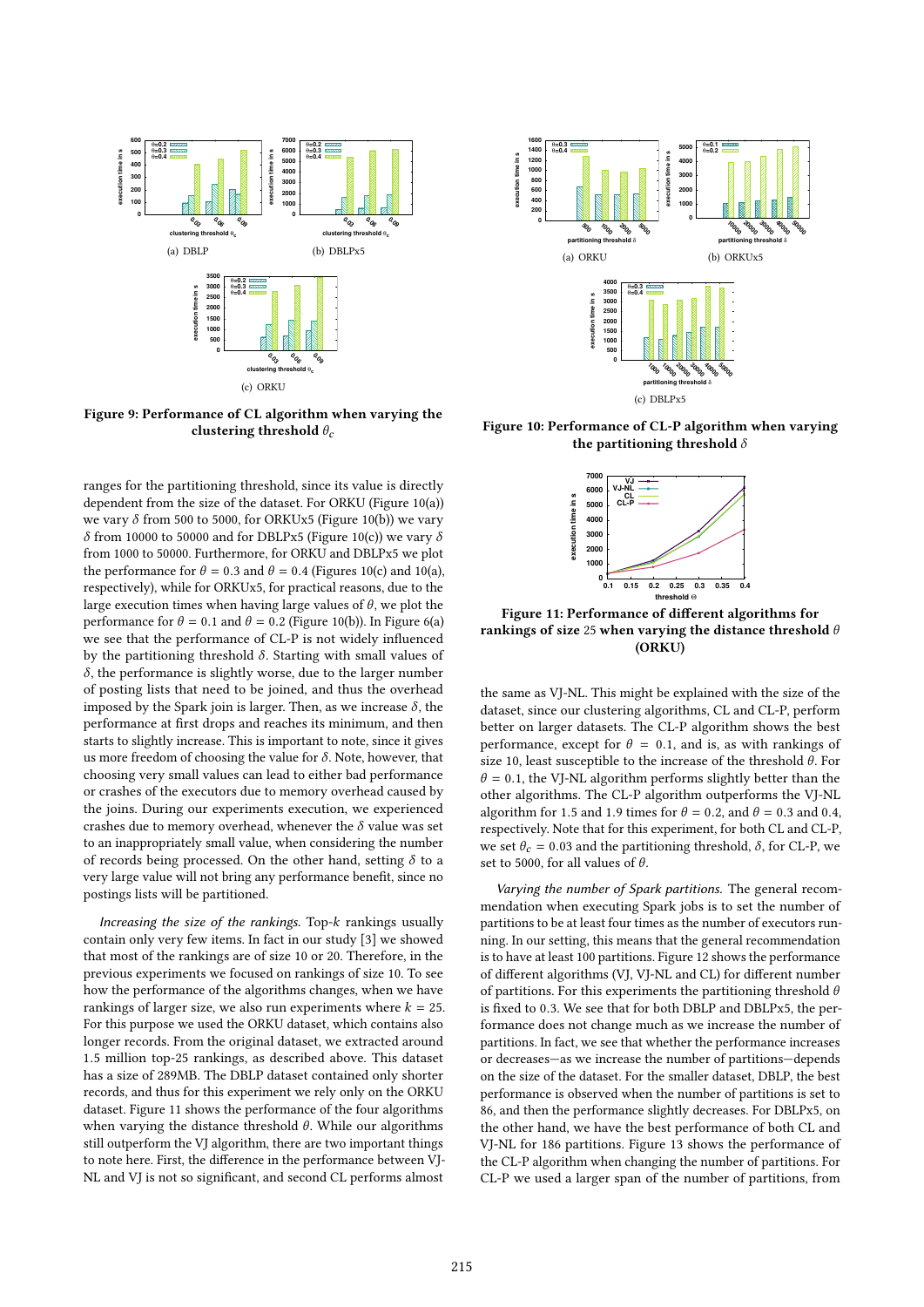(a) DBLP

(b) DBLPx5

(c) ORKU

**Figure 9: Performance of CL algorithm when varying the clustering threshold $\theta_c$**

(a) ORKU

(b) ORKUx5

(c) DBLPx5

**Figure 10: Performance of CL-P algorithm when varying the partitioning threshold $\delta$**

ranges for the partitioning threshold, since its value is directly dependent from the size of the dataset. For ORKU (Figure 10(a)) we vary $\delta$ from 500 to 5000, for ORKUx5 (Figure 10(b)) we vary $\delta$ from 10000 to 50000 and for DBLPx5 (Figure 10(c)) we vary $\delta$ from 1000 to 50000. Furthermore, for ORKU and DBLPx5 we plot the performance for $\theta = 0.3$ and $\theta = 0.4$ (Figures 10(c) and 10(a), respectively), while for ORKUx5, for practical reasons, due to the large execution times when having large values of $\theta$, we plot the performance for $\theta = 0.1$ and $\theta = 0.2$ (Figure 10(b)). In Figure 6(a) we see that the performance of CL-P is not widely influenced by the partitioning threshold $\delta$. Starting with small values of $\delta$, the performance is slightly worse, due to the larger number of posting lists that need to be joined, and thus the overhead imposed by the Spark join is larger. Then, as we increase $\delta$, the performance at first drops and reaches its minimum, and then starts to slightly increase. This is important to note, since it gives us more freedom of choosing the value for $\delta$. Note, however, that choosing very small values can lead to either bad performance or crashes of the executors due to memory overhead caused by the joins. During our experiments execution, we experienced crashes due to memory overhead, whenever the $\delta$ value was set to an inappropriately small value, when considering the number of records being processed. On the other hand, setting $\delta$ to a very large value will not bring any performance benefit, since no postings lists will be partitioned.

*Increasing the size of the rankings.* Top-$k$ rankings usually contain only very few items. In fact in our study [3] we showed that most of the rankings are of size 10 or 20. Therefore, in the previous experiments we focused on rankings of size 10. To see how the performance of the algorithms changes, when we have rankings of larger size, we also run experiments where $k = 25$. For this purpose we used the ORKU dataset, which contains also longer records. From the original dataset, we extracted around 1.5 million top-25 rankings, as described above. This dataset has a size of 289MB. The DBLP dataset contained only shorter records, and thus for this experiment we rely only on the ORKU dataset. Figure 11 shows the performance of the four algorithms when varying the distance threshold $\theta$. While our algorithms still outperform the VJ algorithm, there are two important things to note here. First, the difference in the performance between VJ-NL and VJ is not so significant, and second CL performs almost the same as VJ-NL. This might be explained with the size of the dataset, since our clustering algorithms, CL and CL-P, perform better on larger datasets. The CL-P algorithm shows the best performance, except for $\theta = 0.1$, and is, as with rankings of size 10, least susceptible to the increase of the threshold $\theta$. For $\theta = 0.1$, the VJ-NL algorithm performs slightly better than the other algorithms. The CL-P algorithm outperforms the VJ-NL algorithm for 1.5 and 1.9 times for $\theta = 0.2$, and $\theta = 0.3$ and 0.4, respectively. Note that for this experiment, for both CL and CL-P, we set $\theta_c = 0.03$ and the partitioning threshold, $\delta$, for CL-P, we set to 5000, for all values of $\theta$.

**Figure 11: Performance of different algorithms for rankings of size 25 when varying the distance threshold $\theta$ (ORKU)**

*Varying the number of Spark partitions.* The general recommendation when executing Spark jobs is to set the number of partitions to be at least four times as the number of executors running. In our setting, this means that the general recommendation is to have at least 100 partitions. Figure 12 shows the performance of different algorithms (VJ, VJ-NL and CL) for different number of partitions. For this experiments the partitioning threshold $\theta$ is fixed to 0.3. We see that for both DBLP and DBLPx5, the performance does not change much as we increase the number of partitions. In fact, we see that whether the performance increases or decreases—as we increase the number of partitions—depends on the size of the dataset. For the smaller dataset, DBLP, the best performance is observed when the number of partitions is set to 86, and then the performance slightly decreases. For DBLPx5, on the other hand, we have the best performance of both CL and VJ-NL for 186 partitions. Figure 13 shows the performance of the CL-P algorithm when changing the number of partitions. For CL-P we used a larger span of the number of partitions, from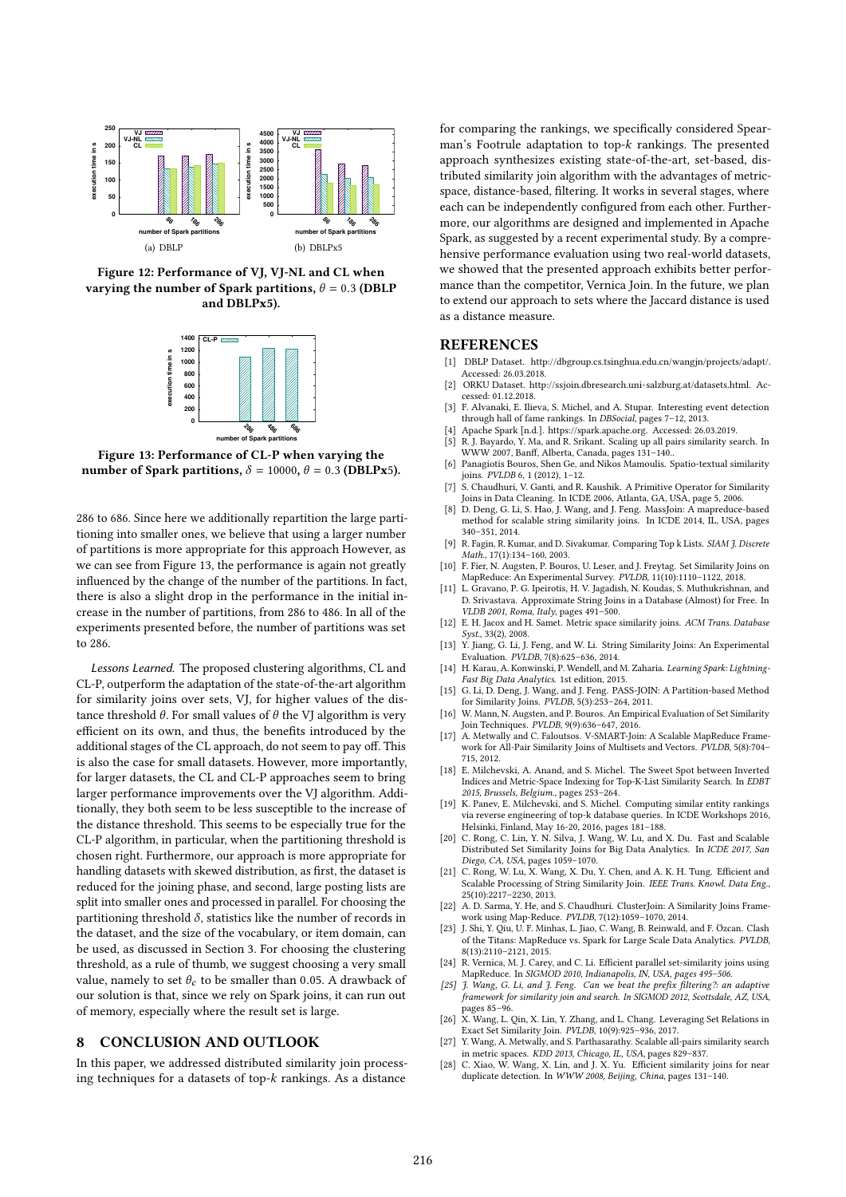250
200
150
100
50
0
execution time in s
VJ
VJ-NL
CL
86
186
286
number of Spark partitions

(a) DBLP

4500
4000
3500
3000
2500
2000
1500
1000
500
0
execution time in s
VJ
VJ-NL
CL
86
186
286
number of Spark partitions

(b) DBLPx5

**Figure 12: Performance of VJ, VJ-NL and CL when varying the number of Spark partitions, $\theta = 0.3$ (DBLP and DBLPx5).**

1400
1200
1000
800
600
400
200
0
execution time in s
CL-P
286
486
686
number of Spark partitions

**Figure 13: Performance of CL-P when varying the number of Spark partitions, $\delta = 10000$, $\theta = 0.3$ (DBLPx5).**

286 to 686. Since here we additionally repartition the large partitioning into smaller ones, we believe that using a larger number of partitions is more appropriate for this approach However, as we can see from Figure 13, the performance is again not greatly influenced by the change of the number of the partitions. In fact, there is also a slight drop in the performance in the initial increase in the number of partitions, from 286 to 486. In all of the experiments presented before, the number of partitions was set to 286.

*Lessons Learned.* The proposed clustering algorithms, CL and CL-P, outperform the adaptation of the state-of-the-art algorithm for similarity joins over sets, VJ, for higher values of the distance threshold $\theta$. For small values of $\theta$ the VJ algorithm is very efficient on its own, and thus, the benefits introduced by the additional stages of the CL approach, do not seem to pay off. This is also the case for small datasets. However, more importantly, for larger datasets, the CL and CL-P approaches seem to bring larger performance improvements over the VJ algorithm. Additionally, they both seem to be less susceptible to the increase of the distance threshold. This seems to be especially true for the CL-P algorithm, in particular, when the partitioning threshold is chosen right. Furthermore, our approach is more appropriate for handling datasets with skewed distribution, as first, the dataset is reduced for the joining phase, and second, large posting lists are split into smaller ones and processed in parallel. For choosing the partitioning threshold $\delta$, statistics like the number of records in the dataset, and the size of the vocabulary, or item domain, can be used, as discussed in Section 3. For choosing the clustering threshold, as a rule of thumb, we suggest choosing a very small value, namely to set $\theta_c$ to be smaller than 0.05. A drawback of our solution is that, since we rely on Spark joins, it can run out of memory, especially where the result set is large.

## 8 CONCLUSION AND OUTLOOK

In this paper, we addressed distributed similarity join processing techniques for a datasets of top-$k$ rankings. As a distance for comparing the rankings, we specifically considered Spearman's Footrule adaptation to top-$k$ rankings. The presented approach synthesizes existing state-of-the-art, set-based, distributed similarity join algorithm with the advantages of metric-space, distance-based, filtering. It works in several stages, where each can be independently configured from each other. Furthermore, our algorithms are designed and implemented in Apache Spark, as suggested by a recent experimental study. By a comprehensive performance evaluation using two real-world datasets, we showed that the presented approach exhibits better performance than the competitor, Vernica Join. In the future, we plan to extend our approach to sets where the Jaccard distance is used as a distance measure.

## REFERENCES

[1] DBLP Dataset. http://dbgroup.cs.tsinghua.edu.cn/wangjn/projects/adapt/. Accessed: 26.03.2018.
[2] ORKU Dataset. http://ssjoin.dbresearch.uni-salzburg.at/datasets.html. Accessed: 01.12.2018.
[3] F. Alvanaki, E. Ilieva, S. Michel, and A. Stupar. Interesting event detection through hall of fame rankings. In *DBSocial*, pages 7–12, 2013.
[4] Apache Spark [n.d.]. https://spark.apache.org. Accessed: 26.03.2019.
[5] R. J. Bayardo, Y. Ma, and R. Srikant. Scaling up all pairs similarity search. In WWW 2007, Banff, Alberta, Canada, pages 131–140..
[6] Panagiotis Bouros, Shen Ge, and Nikos Mamoulis. Spatio-textual similarity joins. *PVLDB* 6, 1 (2012), 1–12.
[7] S. Chaudhuri, V. Ganti, and R. Kaushik. A Primitive Operator for Similarity Joins in Data Cleaning. In ICDE 2006, Atlanta, GA, USA, page 5, 2006.
[8] D. Deng, G. Li, S. Hao, J. Wang, and J. Feng. MassJoin: A mapreduce-based method for scalable string similarity joins. In ICDE 2014, IL, USA, pages 340–351, 2014.
[9] R. Fagin, R. Kumar, and D. Sivakumar. Comparing Top k Lists. *SIAM J. Discrete Math.*, 17(1):134–160, 2003.
[10] F. Fier, N. Augsten, P. Bouros, U. Leser, and J. Freytag. Set Similarity Joins on MapReduce: An Experimental Survey. *PVLDB*, 11(10):1110–1122, 2018.
[11] L. Gravano, P. G. Ipeirotis, H. V. Jagadish, N. Koudas, S. Muthukrishnan, and D. Srivastava. Approximate String Joins in a Database (Almost) for Free. In *VLDB 2001, Roma, Italy*, pages 491–500.
[12] E. H. Jacox and H. Samet. Metric space similarity joins. *ACM Trans. Database Syst.*, 33(2), 2008.
[13] Y. Jiang, G. Li, J. Feng, and W. Li. String Similarity Joins: An Experimental Evaluation. *PVLDB*, 7(8):625–636, 2014.
[14] H. Karau, A. Konwinski, P. Wendell, and M. Zaharia. *Learning Spark: Lightning-Fast Big Data Analytics.* 1st edition, 2015.
[15] G. Li, D. Deng, J. Wang, and J. Feng. PASS-JOIN: A Partition-based Method for Similarity Joins. *PVLDB*, 5(3):253–264, 2011.
[16] W. Mann, N. Augsten, and P. Bouros. An Empirical Evaluation of Set Similarity Join Techniques. *PVLDB*, 9(9):636–647, 2016.
[17] A. Metwally and C. Faloutsos. V-SMART-Join: A Scalable MapReduce Framework for All-Pair Similarity Joins of Multisets and Vectors. *PVLDB*, 5(8):704–715, 2012.
[18] E. Milchevski, A. Anand, and S. Michel. The Sweet Spot between Inverted Indices and Metric-Space Indexing for Top-K-List Similarity Search. In *EDBT 2015, Brussels, Belgium.*, pages 253–264.
[19] K. Panev, E. Milchevski, and S. Michel. Computing similar entity rankings via reverse engineering of top-k database queries. In ICDE Workshops 2016, Helsinki, Finland, May 16-20, 2016, pages 181–188.
[20] C. Rong, C. Lin, Y. N. Silva, J. Wang, W. Lu, and X. Du. Fast and Scalable Distributed Set Similarity Joins for Big Data Analytics. In *ICDE 2017, San Diego, CA, USA*, pages 1059–1070.
[21] C. Rong, W. Lu, X. Wang, X. Du, Y. Chen, and A. K. H. Tung. Efficient and Scalable Processing of String Similarity Join. *IEEE Trans. Knowl. Data Eng.*, 25(10):2217–2230, 2013.
[22] A. D. Sarma, Y. He, and S. Chaudhuri. ClusterJoin: A Similarity Joins Framework using Map-Reduce. *PVLDB*, 7(12):1059–1070, 2014.
[23] J. Shi, Y. Qiu, U. F. Minhas, L. Jiao, C. Wang, B. Reinwald, and F. Özcan. Clash of the Titans: MapReduce vs. Spark for Large Scale Data Analytics. *PVLDB*, 8(13):2110–2121, 2015.
[24] R. Vernica, M. J. Carey, and C. Li. Efficient parallel set-similarity joins using MapReduce. In *SIGMOD 2010, Indianapolis, IN, USA, pages 495–506.*
[25] *J. Wang, G. Li, and J. Feng. Can we beat the prefix filtering?: an adaptive framework for similarity join and search. In SIGMOD 2012, Scottsdale, AZ, USA,* pages 85–96.
[26] X. Wang, L. Qin, X. Lin, Y. Zhang, and L. Chang. Leveraging Set Relations in Exact Set Similarity Join. *PVLDB*, 10(9):925–936, 2017.
[27] Y. Wang, A. Metwally, and S. Parthasarathy. Scalable all-pairs similarity search in metric spaces. *KDD 2013, Chicago, IL, USA*, pages 829–837.
[28] C. Xiao, W. Wang, X. Lin, and J. X. Yu. Efficient similarity joins for near duplicate detection. In *WWW 2008, Beijing, China*, pages 131–140.